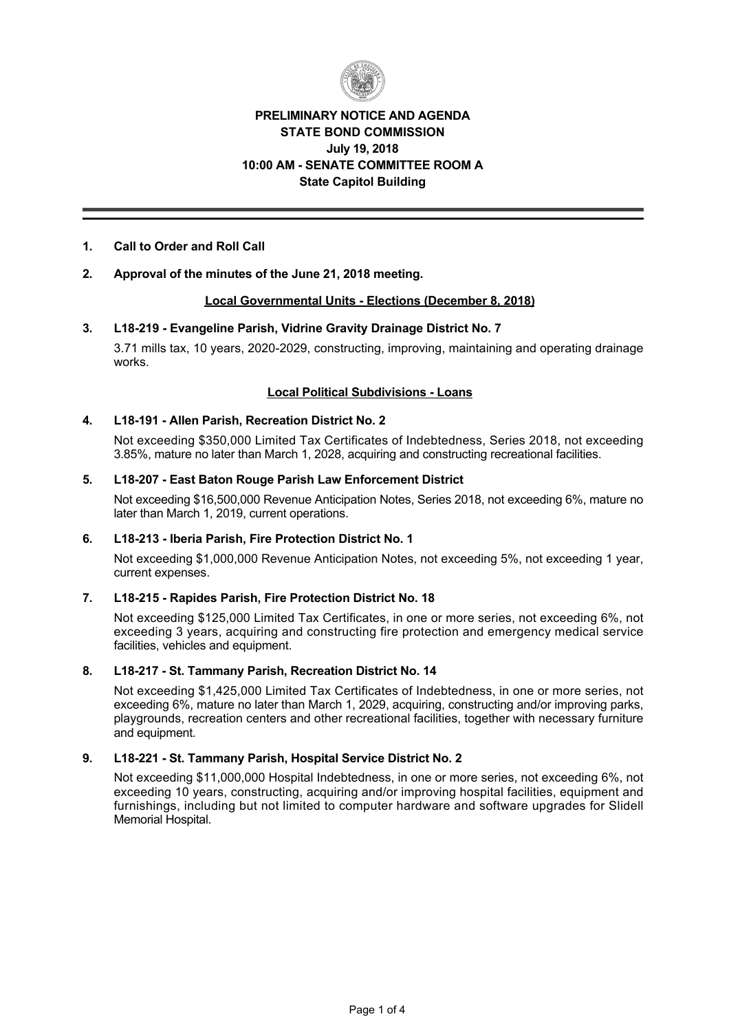**PRELIMINARY NOTICE AND AGENDA**
**STATE BOND COMMISSION**
**July 19, 2018**
**10:00 AM - SENATE COMMITTEE ROOM A**
**State Capitol Building**

---

**1. Call to Order and Roll Call**

**2. Approval of the minutes of the June 21, 2018 meeting.**

**Local Governmental Units - Elections (December 8, 2018)**

**3. L18-219 - Evangeline Parish, Vidrine Gravity Drainage District No. 7**

3.71 mills tax, 10 years, 2020-2029, constructing, improving, maintaining and operating drainage works.

**Local Political Subdivisions - Loans**

**4. L18-191 - Allen Parish, Recreation District No. 2**

Not exceeding $350,000 Limited Tax Certificates of Indebtedness, Series 2018, not exceeding 3.85%, mature no later than March 1, 2028, acquiring and constructing recreational facilities.

**5. L18-207 - East Baton Rouge Parish Law Enforcement District**

Not exceeding $16,500,000 Revenue Anticipation Notes, Series 2018, not exceeding 6%, mature no later than March 1, 2019, current operations.

**6. L18-213 - Iberia Parish, Fire Protection District No. 1**

Not exceeding $1,000,000 Revenue Anticipation Notes, not exceeding 5%, not exceeding 1 year, current expenses.

**7. L18-215 - Rapides Parish, Fire Protection District No. 18**

Not exceeding $125,000 Limited Tax Certificates, in one or more series, not exceeding 6%, not exceeding 3 years, acquiring and constructing fire protection and emergency medical service facilities, vehicles and equipment.

**8. L18-217 - St. Tammany Parish, Recreation District No. 14**

Not exceeding $1,425,000 Limited Tax Certificates of Indebtedness, in one or more series, not exceeding 6%, mature no later than March 1, 2029, acquiring, constructing and/or improving parks, playgrounds, recreation centers and other recreational facilities, together with necessary furniture and equipment.

**9. L18-221 - St. Tammany Parish, Hospital Service District No. 2**

Not exceeding $11,000,000 Hospital Indebtedness, in one or more series, not exceeding 6%, not exceeding 10 years, constructing, acquiring and/or improving hospital facilities, equipment and furnishings, including but not limited to computer hardware and software upgrades for Slidell Memorial Hospital.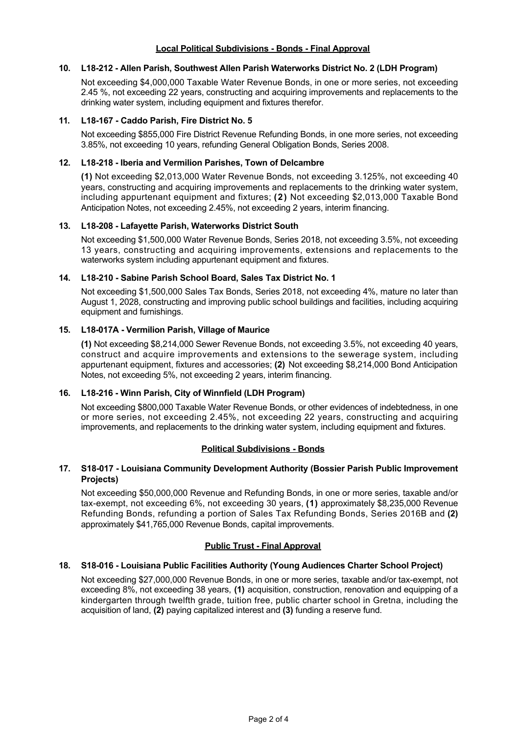**Local Political Subdivisions - Bonds - Final Approval**

**10. L18-212 - Allen Parish, Southwest Allen Parish Waterworks District No. 2 (LDH Program)**

Not exceeding $4,000,000 Taxable Water Revenue Bonds, in one or more series, not exceeding 2.45 %, not exceeding 22 years, constructing and acquiring improvements and replacements to the drinking water system, including equipment and fixtures therefor.

**11. L18-167 - Caddo Parish, Fire District No. 5**

Not exceeding $855,000 Fire District Revenue Refunding Bonds, in one more series, not exceeding 3.85%, not exceeding 10 years, refunding General Obligation Bonds, Series 2008.

**12. L18-218 - Iberia and Vermilion Parishes, Town of Delcambre**

**(1)** Not exceeding $2,013,000 Water Revenue Bonds, not exceeding 3.125%, not exceeding 40 years, constructing and acquiring improvements and replacements to the drinking water system, including appurtenant equipment and fixtures; **(2)** Not exceeding $2,013,000 Taxable Bond Anticipation Notes, not exceeding 2.45%, not exceeding 2 years, interim financing.

**13. L18-208 - Lafayette Parish, Waterworks District South**

Not exceeding $1,500,000 Water Revenue Bonds, Series 2018, not exceeding 3.5%, not exceeding 13 years, constructing and acquiring improvements, extensions and replacements to the waterworks system including appurtenant equipment and fixtures.

**14. L18-210 - Sabine Parish School Board, Sales Tax District No. 1**

Not exceeding $1,500,000 Sales Tax Bonds, Series 2018, not exceeding 4%, mature no later than August 1, 2028, constructing and improving public school buildings and facilities, including acquiring equipment and furnishings.

**15. L18-017A - Vermilion Parish, Village of Maurice**

**(1)** Not exceeding $8,214,000 Sewer Revenue Bonds, not exceeding 3.5%, not exceeding 40 years, construct and acquire improvements and extensions to the sewerage system, including appurtenant equipment, fixtures and accessories; **(2)** Not exceeding $8,214,000 Bond Anticipation Notes, not exceeding 5%, not exceeding 2 years, interim financing.

**16. L18-216 - Winn Parish, City of Winnfield (LDH Program)**

Not exceeding $800,000 Taxable Water Revenue Bonds, or other evidences of indebtedness, in one or more series, not exceeding 2.45%, not exceeding 22 years, constructing and acquiring improvements, and replacements to the drinking water system, including equipment and fixtures.

**Political Subdivisions - Bonds**

**17. S18-017 - Louisiana Community Development Authority (Bossier Parish Public Improvement Projects)**

Not exceeding $50,000,000 Revenue and Refunding Bonds, in one or more series, taxable and/or tax-exempt, not exceeding 6%, not exceeding 30 years, **(1)** approximately $8,235,000 Revenue Refunding Bonds, refunding a portion of Sales Tax Refunding Bonds, Series 2016B and **(2)** approximately $41,765,000 Revenue Bonds, capital improvements.

**Public Trust - Final Approval**

**18. S18-016 - Louisiana Public Facilities Authority (Young Audiences Charter School Project)**

Not exceeding $27,000,000 Revenue Bonds, in one or more series, taxable and/or tax-exempt, not exceeding 8%, not exceeding 38 years, **(1)** acquisition, construction, renovation and equipping of a kindergarten through twelfth grade, tuition free, public charter school in Gretna, including the acquisition of land, **(2)** paying capitalized interest and **(3)** funding a reserve fund.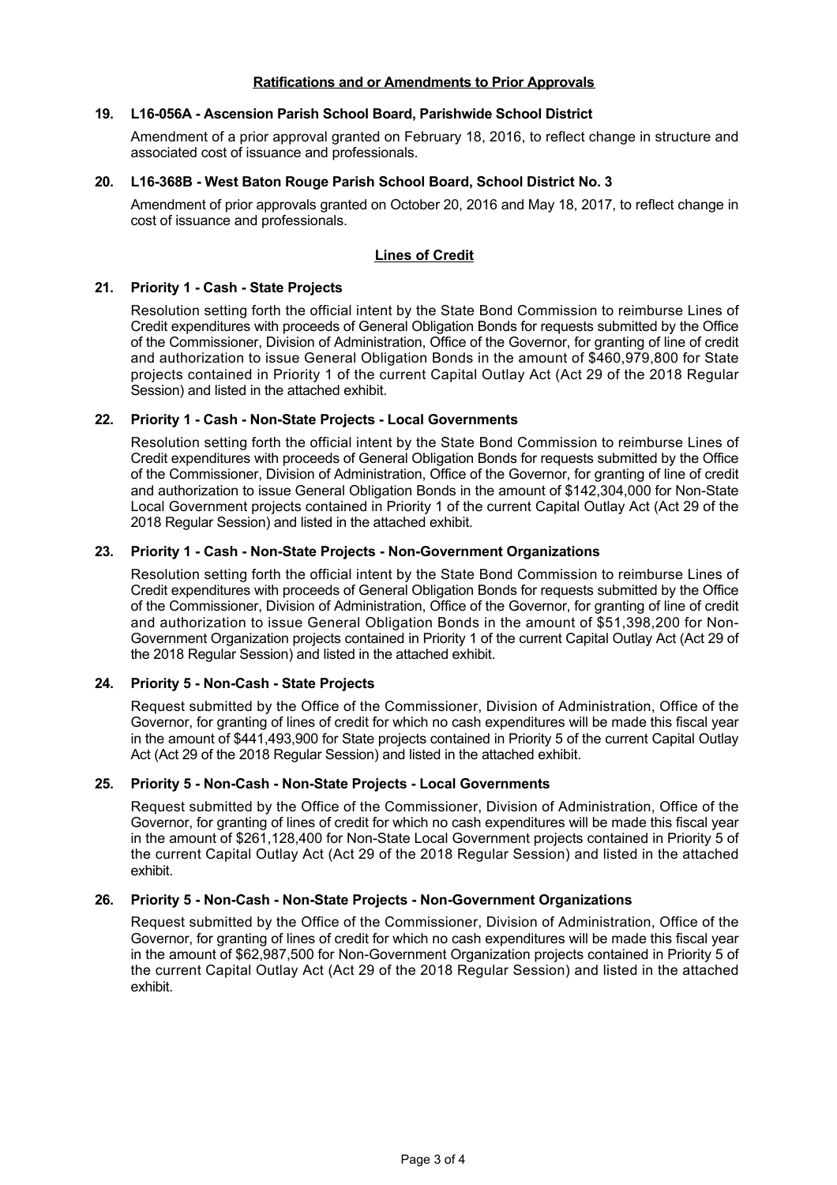## Ratifications and or Amendments to Prior Approvals

**19. L16-056A - Ascension Parish School Board, Parishwide School District**

Amendment of a prior approval granted on February 18, 2016, to reflect change in structure and associated cost of issuance and professionals.

**20. L16-368B - West Baton Rouge Parish School Board, School District No. 3**

Amendment of prior approvals granted on October 20, 2016 and May 18, 2017, to reflect change in cost of issuance and professionals.

## Lines of Credit

**21. Priority 1 - Cash - State Projects**

Resolution setting forth the official intent by the State Bond Commission to reimburse Lines of Credit expenditures with proceeds of General Obligation Bonds for requests submitted by the Office of the Commissioner, Division of Administration, Office of the Governor, for granting of line of credit and authorization to issue General Obligation Bonds in the amount of $460,979,800 for State projects contained in Priority 1 of the current Capital Outlay Act (Act 29 of the 2018 Regular Session) and listed in the attached exhibit.

**22. Priority 1 - Cash - Non-State Projects - Local Governments**

Resolution setting forth the official intent by the State Bond Commission to reimburse Lines of Credit expenditures with proceeds of General Obligation Bonds for requests submitted by the Office of the Commissioner, Division of Administration, Office of the Governor, for granting of line of credit and authorization to issue General Obligation Bonds in the amount of $142,304,000 for Non-State Local Government projects contained in Priority 1 of the current Capital Outlay Act (Act 29 of the 2018 Regular Session) and listed in the attached exhibit.

**23. Priority 1 - Cash - Non-State Projects - Non-Government Organizations**

Resolution setting forth the official intent by the State Bond Commission to reimburse Lines of Credit expenditures with proceeds of General Obligation Bonds for requests submitted by the Office of the Commissioner, Division of Administration, Office of the Governor, for granting of line of credit and authorization to issue General Obligation Bonds in the amount of $51,398,200 for Non-Government Organization projects contained in Priority 1 of the current Capital Outlay Act (Act 29 of the 2018 Regular Session) and listed in the attached exhibit.

**24. Priority 5 - Non-Cash - State Projects**

Request submitted by the Office of the Commissioner, Division of Administration, Office of the Governor, for granting of lines of credit for which no cash expenditures will be made this fiscal year in the amount of $441,493,900 for State projects contained in Priority 5 of the current Capital Outlay Act (Act 29 of the 2018 Regular Session) and listed in the attached exhibit.

**25. Priority 5 - Non-Cash - Non-State Projects - Local Governments**

Request submitted by the Office of the Commissioner, Division of Administration, Office of the Governor, for granting of lines of credit for which no cash expenditures will be made this fiscal year in the amount of $261,128,400 for Non-State Local Government projects contained in Priority 5 of the current Capital Outlay Act (Act 29 of the 2018 Regular Session) and listed in the attached exhibit.

**26. Priority 5 - Non-Cash - Non-State Projects - Non-Government Organizations**

Request submitted by the Office of the Commissioner, Division of Administration, Office of the Governor, for granting of lines of credit for which no cash expenditures will be made this fiscal year in the amount of $62,987,500 for Non-Government Organization projects contained in Priority 5 of the current Capital Outlay Act (Act 29 of the 2018 Regular Session) and listed in the attached exhibit.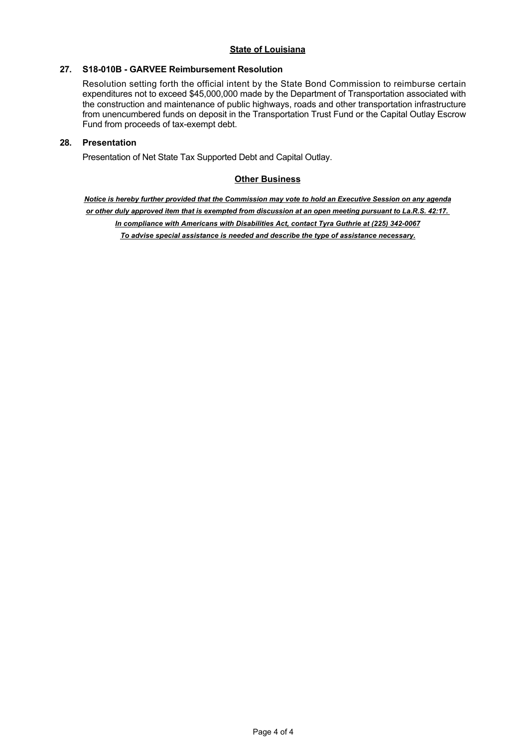## State of Louisiana

**27. S18-010B - GARVEE Reimbursement Resolution**

Resolution setting forth the official intent by the State Bond Commission to reimburse certain expenditures not to exceed $45,000,000 made by the Department of Transportation associated with the construction and maintenance of public highways, roads and other transportation infrastructure from unencumbered funds on deposit in the Transportation Trust Fund or the Capital Outlay Escrow Fund from proceeds of tax-exempt debt.

**28. Presentation**

Presentation of Net State Tax Supported Debt and Capital Outlay.

## Other Business

***Notice is hereby further provided that the Commission may vote to hold an Executive Session on any agenda or other duly approved item that is exempted from discussion at an open meeting pursuant to La.R.S. 42:17.***

***In compliance with Americans with Disabilities Act, contact Tyra Guthrie at (225) 342-0067***

***To advise special assistance is needed and describe the type of assistance necessary.***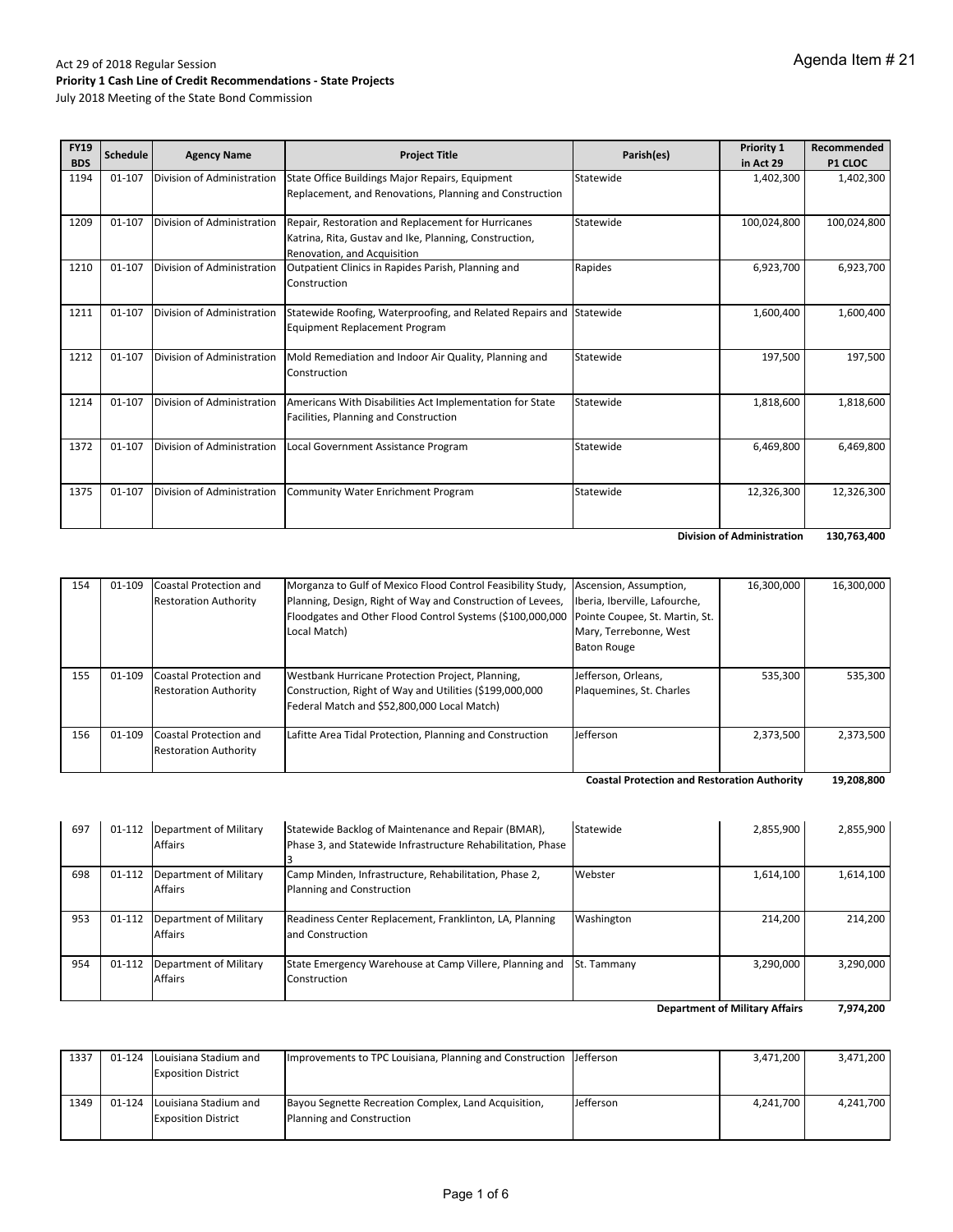Agenda Item # 21

Act 29 of 2018 Regular Session
**Priority 1 Cash Line of Credit Recommendations - State Projects**
July 2018 Meeting of the State Bond Commission

| FY19 BDS | Schedule | Agency Name | Project Title | Parish(es) | Priority 1 in Act 29 | Recommended P1 CLOC |
|---|---|---|---|---|---|---|
| 1194 | 01-107 | Division of Administration | State Office Buildings Major Repairs, Equipment Replacement, and Renovations, Planning and Construction | Statewide | 1,402,300 | 1,402,300 |
| 1209 | 01-107 | Division of Administration | Repair, Restoration and Replacement for Hurricanes Katrina, Rita, Gustav and Ike, Planning, Construction, Renovation, and Acquisition | Statewide | 100,024,800 | 100,024,800 |
| 1210 | 01-107 | Division of Administration | Outpatient Clinics in Rapides Parish, Planning and Construction | Rapides | 6,923,700 | 6,923,700 |
| 1211 | 01-107 | Division of Administration | Statewide Roofing, Waterproofing, and Related Repairs and Equipment Replacement Program | Statewide | 1,600,400 | 1,600,400 |
| 1212 | 01-107 | Division of Administration | Mold Remediation and Indoor Air Quality, Planning and Construction | Statewide | 197,500 | 197,500 |
| 1214 | 01-107 | Division of Administration | Americans With Disabilities Act Implementation for State Facilities, Planning and Construction | Statewide | 1,818,600 | 1,818,600 |
| 1372 | 01-107 | Division of Administration | Local Government Assistance Program | Statewide | 6,469,800 | 6,469,800 |
| 1375 | 01-107 | Division of Administration | Community Water Enrichment Program | Statewide | 12,326,300 | 12,326,300 |
| | | | | | **Division of Administration** | **130,763,400** |
| 154 | 01-109 | Coastal Protection and Restoration Authority | Morganza to Gulf of Mexico Flood Control Feasibility Study, Planning, Design, Right of Way and Construction of Levees, Floodgates and Other Flood Control Systems ($100,000,000 Local Match) | Ascension, Assumption, Iberia, Iberville, Lafourche, Pointe Coupee, St. Martin, St. Mary, Terrebonne, West Baton Rouge | 16,300,000 | 16,300,000 |
| 155 | 01-109 | Coastal Protection and Restoration Authority | Westbank Hurricane Protection Project, Planning, Construction, Right of Way and Utilities ($199,000,000 Federal Match and $52,800,000 Local Match) | Jefferson, Orleans, Plaquemines, St. Charles | 535,300 | 535,300 |
| 156 | 01-109 | Coastal Protection and Restoration Authority | Lafitte Area Tidal Protection, Planning and Construction | Jefferson | 2,373,500 | 2,373,500 |
| | | | | | **Coastal Protection and Restoration Authority** | **19,208,800** |
| 697 | 01-112 | Department of Military Affairs | Statewide Backlog of Maintenance and Repair (BMAR), Phase 3, and Statewide Infrastructure Rehabilitation, Phase 3 | Statewide | 2,855,900 | 2,855,900 |
| 698 | 01-112 | Department of Military Affairs | Camp Minden, Infrastructure, Rehabilitation, Phase 2, Planning and Construction | Webster | 1,614,100 | 1,614,100 |
| 953 | 01-112 | Department of Military Affairs | Readiness Center Replacement, Franklinton, LA, Planning and Construction | Washington | 214,200 | 214,200 |
| 954 | 01-112 | Department of Military Affairs | State Emergency Warehouse at Camp Villere, Planning and Construction | St. Tammany | 3,290,000 | 3,290,000 |
| | | | | | **Department of Military Affairs** | **7,974,200** |
| 1337 | 01-124 | Louisiana Stadium and Exposition District | Improvements to TPC Louisiana, Planning and Construction | Jefferson | 3,471,200 | 3,471,200 |
| 1349 | 01-124 | Louisiana Stadium and Exposition District | Bayou Segnette Recreation Complex, Land Acquisition, Planning and Construction | Jefferson | 4,241,700 | 4,241,700 |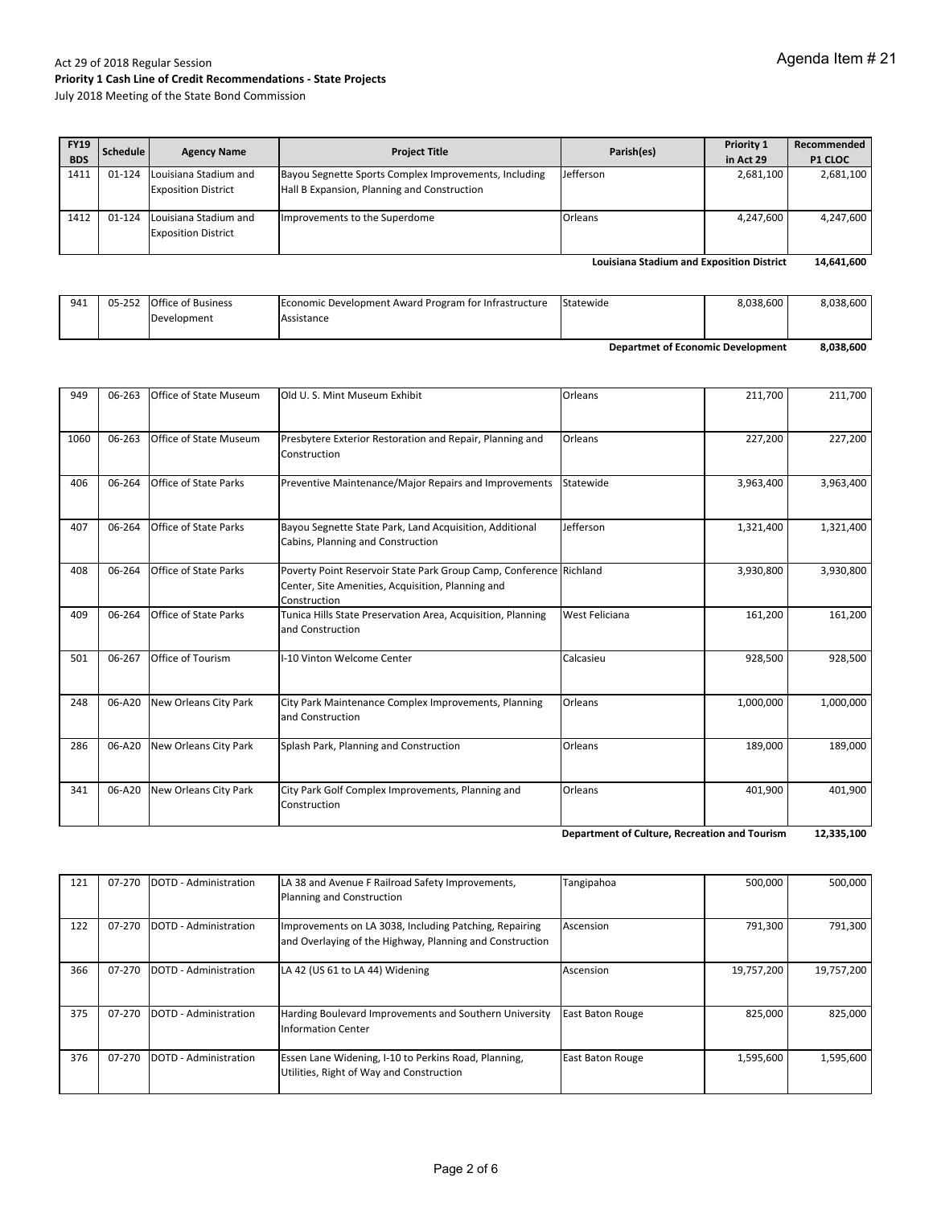Agenda Item # 21

Act 29 of 2018 Regular Session
**Priority 1 Cash Line of Credit Recommendations - State Projects**
July 2018 Meeting of the State Bond Commission

| FY19 BDS | Schedule | Agency Name | Project Title | Parish(es) | Priority 1 in Act 29 | Recommended P1 CLOC |
|---|---|---|---|---|---|---|
| 1411 | 01-124 | Louisiana Stadium and Exposition District | Bayou Segnette Sports Complex Improvements, Including Hall B Expansion, Planning and Construction | Jefferson | 2,681,100 | 2,681,100 |
| 1412 | 01-124 | Louisiana Stadium and Exposition District | Improvements to the Superdome | Orleans | 4,247,600 | 4,247,600 |
| | | | | | **Louisiana Stadium and Exposition District** | **14,641,600** |

| FY19 BDS | Schedule | Agency Name | Project Title | Parish(es) | Priority 1 in Act 29 | Recommended P1 CLOC |
|---|---|---|---|---|---|---|
| 941 | 05-252 | Office of Business Development | Economic Development Award Program for Infrastructure Assistance | Statewide | 8,038,600 | 8,038,600 |
| | | | | | **Departmet of Economic Development** | **8,038,600** |

| FY19 BDS | Schedule | Agency Name | Project Title | Parish(es) | Priority 1 in Act 29 | Recommended P1 CLOC |
|---|---|---|---|---|---|---|
| 949 | 06-263 | Office of State Museum | Old U. S. Mint Museum Exhibit | Orleans | 211,700 | 211,700 |
| 1060 | 06-263 | Office of State Museum | Presbytere Exterior Restoration and Repair, Planning and Construction | Orleans | 227,200 | 227,200 |
| 406 | 06-264 | Office of State Parks | Preventive Maintenance/Major Repairs and Improvements | Statewide | 3,963,400 | 3,963,400 |
| 407 | 06-264 | Office of State Parks | Bayou Segnette State Park, Land Acquisition, Additional Cabins, Planning and Construction | Jefferson | 1,321,400 | 1,321,400 |
| 408 | 06-264 | Office of State Parks | Poverty Point Reservoir State Park Group Camp, Conference Center, Site Amenities, Acquisition, Planning and Construction | Richland | 3,930,800 | 3,930,800 |
| 409 | 06-264 | Office of State Parks | Tunica Hills State Preservation Area, Acquisition, Planning and Construction | West Feliciana | 161,200 | 161,200 |
| 501 | 06-267 | Office of Tourism | I-10 Vinton Welcome Center | Calcasieu | 928,500 | 928,500 |
| 248 | 06-A20 | New Orleans City Park | City Park Maintenance Complex Improvements, Planning and Construction | Orleans | 1,000,000 | 1,000,000 |
| 286 | 06-A20 | New Orleans City Park | Splash Park, Planning and Construction | Orleans | 189,000 | 189,000 |
| 341 | 06-A20 | New Orleans City Park | City Park Golf Complex Improvements, Planning and Construction | Orleans | 401,900 | 401,900 |
| | | | | | **Department of Culture, Recreation and Tourism** | **12,335,100** |

| FY19 BDS | Schedule | Agency Name | Project Title | Parish(es) | Priority 1 in Act 29 | Recommended P1 CLOC |
|---|---|---|---|---|---|---|
| 121 | 07-270 | DOTD - Administration | LA 38 and Avenue F Railroad Safety Improvements, Planning and Construction | Tangipahoa | 500,000 | 500,000 |
| 122 | 07-270 | DOTD - Administration | Improvements on LA 3038, Including Patching, Repairing and Overlaying of the Highway, Planning and Construction | Ascension | 791,300 | 791,300 |
| 366 | 07-270 | DOTD - Administration | LA 42 (US 61 to LA 44) Widening | Ascension | 19,757,200 | 19,757,200 |
| 375 | 07-270 | DOTD - Administration | Harding Boulevard Improvements and Southern University Information Center | East Baton Rouge | 825,000 | 825,000 |
| 376 | 07-270 | DOTD - Administration | Essen Lane Widening, I-10 to Perkins Road, Planning, Utilities, Right of Way and Construction | East Baton Rouge | 1,595,600 | 1,595,600 |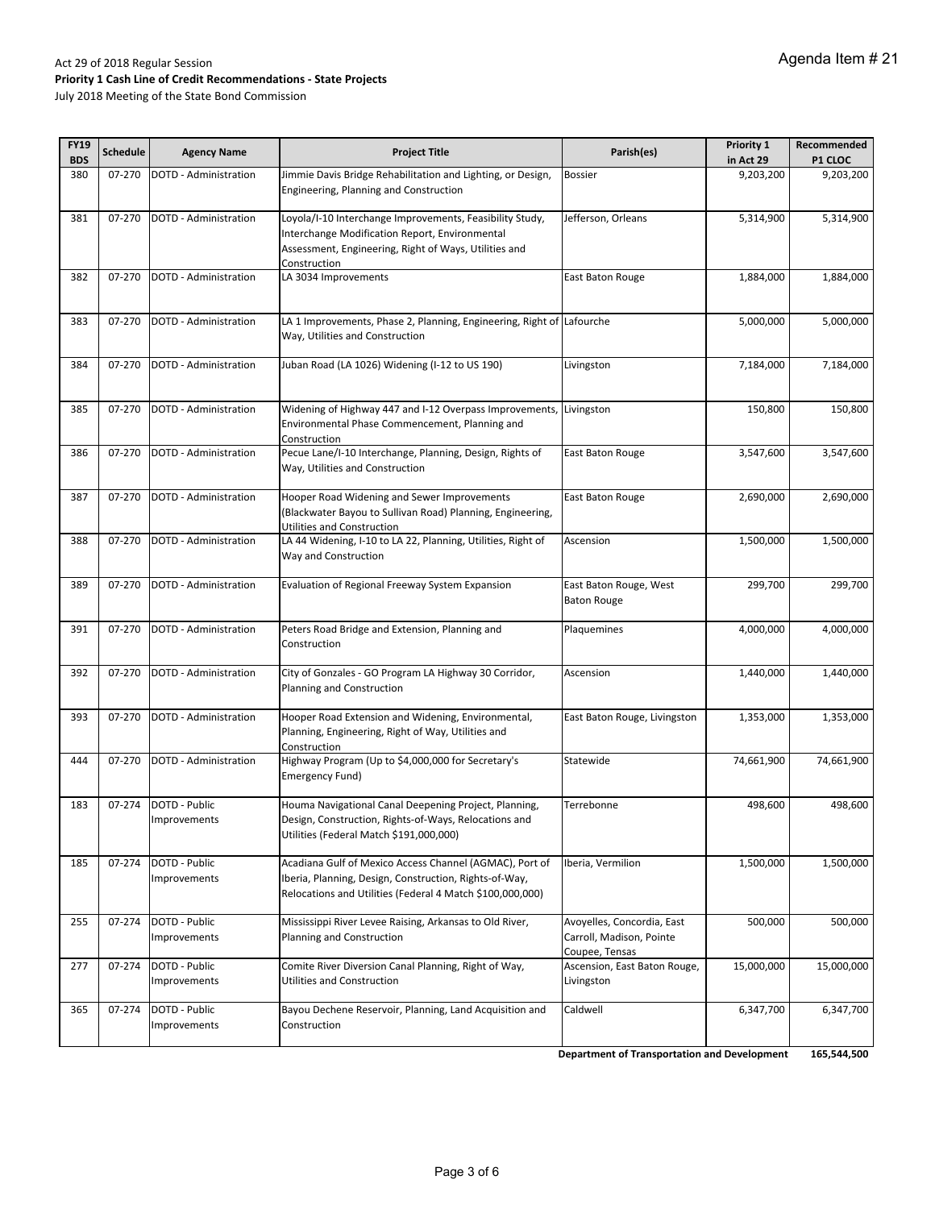Agenda Item # 21

Act 29 of 2018 Regular Session
**Priority 1 Cash Line of Credit Recommendations - State Projects**
July 2018 Meeting of the State Bond Commission

| FY19 BDS | Schedule | Agency Name | Project Title | Parish(es) | Priority 1 in Act 29 | Recommended P1 CLOC |
|---|---|---|---|---|---|---|
| 380 | 07-270 | DOTD - Administration | Jimmie Davis Bridge Rehabilitation and Lighting, or Design, Engineering, Planning and Construction | Bossier | 9,203,200 | 9,203,200 |
| 381 | 07-270 | DOTD - Administration | Loyola/I-10 Interchange Improvements, Feasibility Study, Interchange Modification Report, Environmental Assessment, Engineering, Right of Ways, Utilities and Construction | Jefferson, Orleans | 5,314,900 | 5,314,900 |
| 382 | 07-270 | DOTD - Administration | LA 3034 Improvements | East Baton Rouge | 1,884,000 | 1,884,000 |
| 383 | 07-270 | DOTD - Administration | LA 1 Improvements, Phase 2, Planning, Engineering, Right of Way, Utilities and Construction | Lafourche | 5,000,000 | 5,000,000 |
| 384 | 07-270 | DOTD - Administration | Juban Road (LA 1026) Widening (I-12 to US 190) | Livingston | 7,184,000 | 7,184,000 |
| 385 | 07-270 | DOTD - Administration | Widening of Highway 447 and I-12 Overpass Improvements, Environmental Phase Commencement, Planning and Construction | Livingston | 150,800 | 150,800 |
| 386 | 07-270 | DOTD - Administration | Pecue Lane/I-10 Interchange, Planning, Design, Rights of Way, Utilities and Construction | East Baton Rouge | 3,547,600 | 3,547,600 |
| 387 | 07-270 | DOTD - Administration | Hooper Road Widening and Sewer Improvements (Blackwater Bayou to Sullivan Road) Planning, Engineering, Utilities and Construction | East Baton Rouge | 2,690,000 | 2,690,000 |
| 388 | 07-270 | DOTD - Administration | LA 44 Widening, I-10 to LA 22, Planning, Utilities, Right of Way and Construction | Ascension | 1,500,000 | 1,500,000 |
| 389 | 07-270 | DOTD - Administration | Evaluation of Regional Freeway System Expansion | East Baton Rouge, West Baton Rouge | 299,700 | 299,700 |
| 391 | 07-270 | DOTD - Administration | Peters Road Bridge and Extension, Planning and Construction | Plaquemines | 4,000,000 | 4,000,000 |
| 392 | 07-270 | DOTD - Administration | City of Gonzales - GO Program LA Highway 30 Corridor, Planning and Construction | Ascension | 1,440,000 | 1,440,000 |
| 393 | 07-270 | DOTD - Administration | Hooper Road Extension and Widening, Environmental, Planning, Engineering, Right of Way, Utilities and Construction | East Baton Rouge, Livingston | 1,353,000 | 1,353,000 |
| 444 | 07-270 | DOTD - Administration | Highway Program (Up to $4,000,000 for Secretary's Emergency Fund) | Statewide | 74,661,900 | 74,661,900 |
| 183 | 07-274 | DOTD - Public Improvements | Houma Navigational Canal Deepening Project, Planning, Design, Construction, Rights-of-Ways, Relocations and Utilities (Federal Match $191,000,000) | Terrebonne | 498,600 | 498,600 |
| 185 | 07-274 | DOTD - Public Improvements | Acadiana Gulf of Mexico Access Channel (AGMAC), Port of Iberia, Planning, Design, Construction, Rights-of-Way, Relocations and Utilities (Federal 4 Match $100,000,000) | Iberia, Vermilion | 1,500,000 | 1,500,000 |
| 255 | 07-274 | DOTD - Public Improvements | Mississippi River Levee Raising, Arkansas to Old River, Planning and Construction | Avoyelles, Concordia, East Carroll, Madison, Pointe Coupee, Tensas | 500,000 | 500,000 |
| 277 | 07-274 | DOTD - Public Improvements | Comite River Diversion Canal Planning, Right of Way, Utilities and Construction | Ascension, East Baton Rouge, Livingston | 15,000,000 | 15,000,000 |
| 365 | 07-274 | DOTD - Public Improvements | Bayou Dechene Reservoir, Planning, Land Acquisition and Construction | Caldwell | 6,347,700 | 6,347,700 |
| | | | | **Department of Transportation and Development** | | **165,544,500** |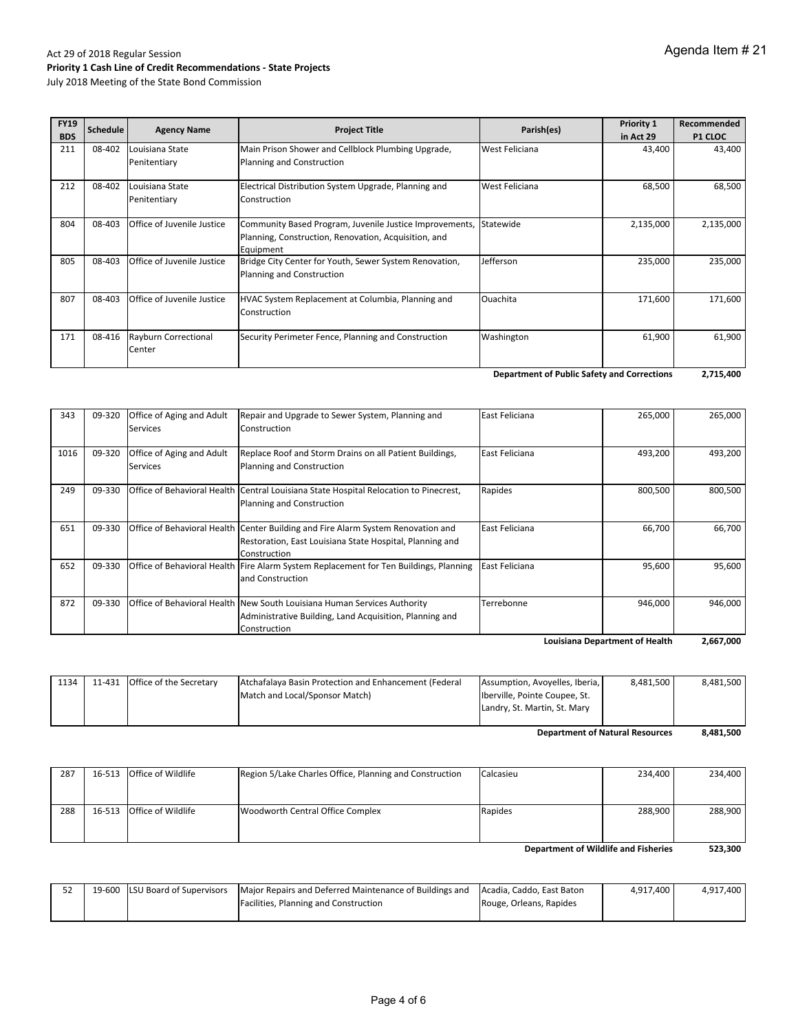Agenda Item # 21

Act 29 of 2018 Regular Session
**Priority 1 Cash Line of Credit Recommendations - State Projects**
July 2018 Meeting of the State Bond Commission

| FY19 BDS | Schedule | Agency Name | Project Title | Parish(es) | Priority 1 in Act 29 | Recommended P1 CLOC |
|---|---|---|---|---|---|---|
| 211 | 08-402 | Louisiana State Penitentiary | Main Prison Shower and Cellblock Plumbing Upgrade, Planning and Construction | West Feliciana | 43,400 | 43,400 |
| 212 | 08-402 | Louisiana State Penitentiary | Electrical Distribution System Upgrade, Planning and Construction | West Feliciana | 68,500 | 68,500 |
| 804 | 08-403 | Office of Juvenile Justice | Community Based Program, Juvenile Justice Improvements, Planning, Construction, Renovation, Acquisition, and Equipment | Statewide | 2,135,000 | 2,135,000 |
| 805 | 08-403 | Office of Juvenile Justice | Bridge City Center for Youth, Sewer System Renovation, Planning and Construction | Jefferson | 235,000 | 235,000 |
| 807 | 08-403 | Office of Juvenile Justice | HVAC System Replacement at Columbia, Planning and Construction | Ouachita | 171,600 | 171,600 |
| 171 | 08-416 | Rayburn Correctional Center | Security Perimeter Fence, Planning and Construction | Washington | 61,900 | 61,900 |
| | | | | | **Department of Public Safety and Corrections** | **2,715,400** |
| 343 | 09-320 | Office of Aging and Adult Services | Repair and Upgrade to Sewer System, Planning and Construction | East Feliciana | 265,000 | 265,000 |
| 1016 | 09-320 | Office of Aging and Adult Services | Replace Roof and Storm Drains on all Patient Buildings, Planning and Construction | East Feliciana | 493,200 | 493,200 |
| 249 | 09-330 | Office of Behavioral Health | Central Louisiana State Hospital Relocation to Pinecrest, Planning and Construction | Rapides | 800,500 | 800,500 |
| 651 | 09-330 | Office of Behavioral Health | Center Building and Fire Alarm System Renovation and Restoration, East Louisiana State Hospital, Planning and Construction | East Feliciana | 66,700 | 66,700 |
| 652 | 09-330 | Office of Behavioral Health | Fire Alarm System Replacement for Ten Buildings, Planning and Construction | East Feliciana | 95,600 | 95,600 |
| 872 | 09-330 | Office of Behavioral Health | New South Louisiana Human Services Authority Administrative Building, Land Acquisition, Planning and Construction | Terrebonne | 946,000 | 946,000 |
| | | | | | **Louisiana Department of Health** | **2,667,000** |
| 1134 | 11-431 | Office of the Secretary | Atchafalaya Basin Protection and Enhancement (Federal Match and Local/Sponsor Match) | Assumption, Avoyelles, Iberia, Iberville, Pointe Coupee, St. Landry, St. Martin, St. Mary | 8,481,500 | 8,481,500 |
| | | | | | **Department of Natural Resources** | **8,481,500** |
| 287 | 16-513 | Office of Wildlife | Region 5/Lake Charles Office, Planning and Construction | Calcasieu | 234,400 | 234,400 |
| 288 | 16-513 | Office of Wildlife | Woodworth Central Office Complex | Rapides | 288,900 | 288,900 |
| | | | | | **Department of Wildlife and Fisheries** | **523,300** |
| 52 | 19-600 | LSU Board of Supervisors | Major Repairs and Deferred Maintenance of Buildings and Facilities, Planning and Construction | Acadia, Caddo, East Baton Rouge, Orleans, Rapides | 4,917,400 | 4,917,400 |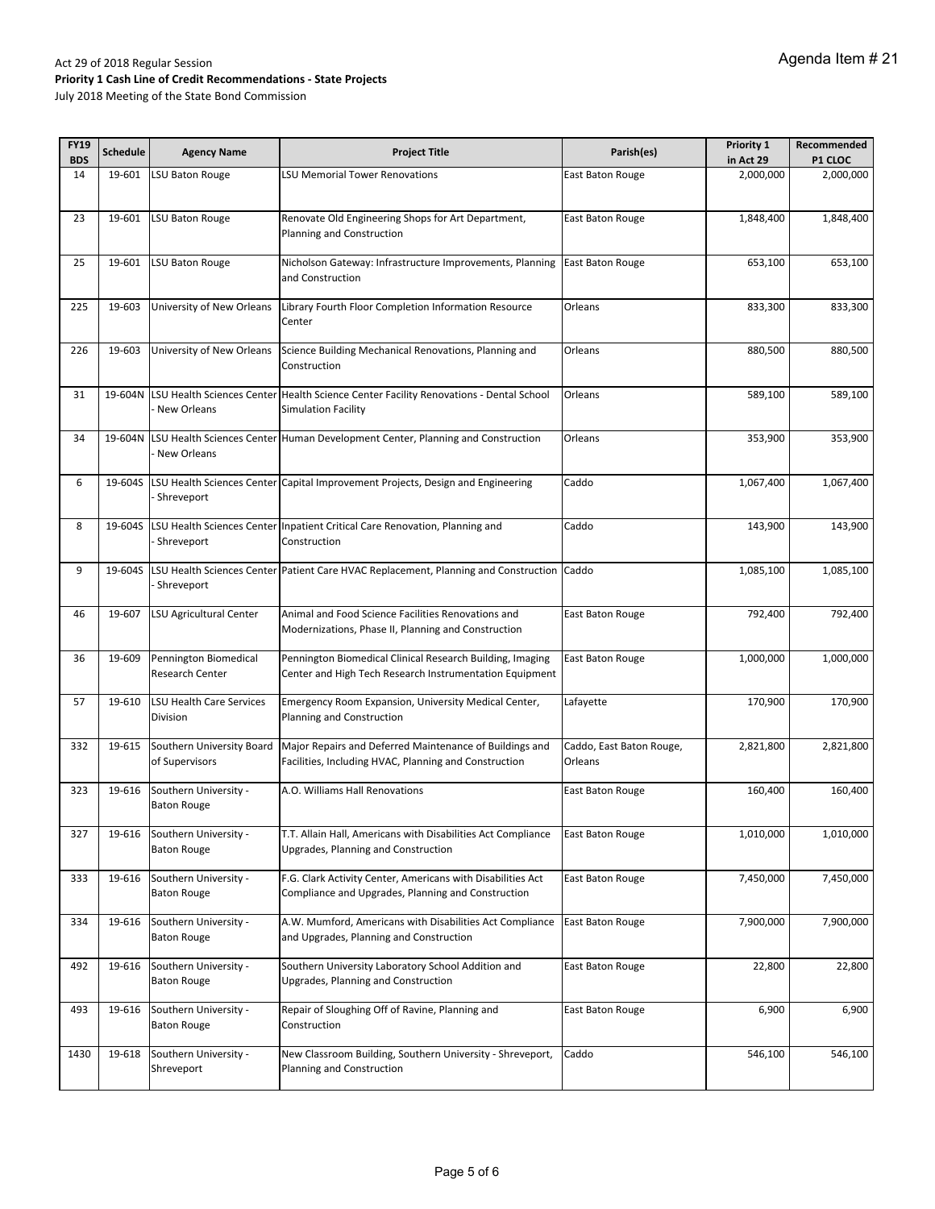Agenda Item # 21

Act 29 of 2018 Regular Session
**Priority 1 Cash Line of Credit Recommendations - State Projects**
July 2018 Meeting of the State Bond Commission

| FY19 BDS | Schedule | Agency Name | Project Title | Parish(es) | Priority 1 in Act 29 | Recommended P1 CLOC |
|---|---|---|---|---|---|---|
| 14 | 19-601 | LSU Baton Rouge | LSU Memorial Tower Renovations | East Baton Rouge | 2,000,000 | 2,000,000 |
| 23 | 19-601 | LSU Baton Rouge | Renovate Old Engineering Shops for Art Department, Planning and Construction | East Baton Rouge | 1,848,400 | 1,848,400 |
| 25 | 19-601 | LSU Baton Rouge | Nicholson Gateway: Infrastructure Improvements, Planning and Construction | East Baton Rouge | 653,100 | 653,100 |
| 225 | 19-603 | University of New Orleans | Library Fourth Floor Completion Information Resource Center | Orleans | 833,300 | 833,300 |
| 226 | 19-603 | University of New Orleans | Science Building Mechanical Renovations, Planning and Construction | Orleans | 880,500 | 880,500 |
| 31 | 19-604N | LSU Health Sciences Center - New Orleans | Health Science Center Facility Renovations - Dental School Simulation Facility | Orleans | 589,100 | 589,100 |
| 34 | 19-604N | LSU Health Sciences Center - New Orleans | Human Development Center, Planning and Construction | Orleans | 353,900 | 353,900 |
| 6 | 19-604S | LSU Health Sciences Center - Shreveport | Capital Improvement Projects, Design and Engineering | Caddo | 1,067,400 | 1,067,400 |
| 8 | 19-604S | LSU Health Sciences Center - Shreveport | Inpatient Critical Care Renovation, Planning and Construction | Caddo | 143,900 | 143,900 |
| 9 | 19-604S | LSU Health Sciences Center - Shreveport | Patient Care HVAC Replacement, Planning and Construction | Caddo | 1,085,100 | 1,085,100 |
| 46 | 19-607 | LSU Agricultural Center | Animal and Food Science Facilities Renovations and Modernizations, Phase II, Planning and Construction | East Baton Rouge | 792,400 | 792,400 |
| 36 | 19-609 | Pennington Biomedical Research Center | Pennington Biomedical Clinical Research Building, Imaging Center and High Tech Research Instrumentation Equipment | East Baton Rouge | 1,000,000 | 1,000,000 |
| 57 | 19-610 | LSU Health Care Services Division | Emergency Room Expansion, University Medical Center, Planning and Construction | Lafayette | 170,900 | 170,900 |
| 332 | 19-615 | Southern University Board of Supervisors | Major Repairs and Deferred Maintenance of Buildings and Facilities, Including HVAC, Planning and Construction | Caddo, East Baton Rouge, Orleans | 2,821,800 | 2,821,800 |
| 323 | 19-616 | Southern University - Baton Rouge | A.O. Williams Hall Renovations | East Baton Rouge | 160,400 | 160,400 |
| 327 | 19-616 | Southern University - Baton Rouge | T.T. Allain Hall, Americans with Disabilities Act Compliance Upgrades, Planning and Construction | East Baton Rouge | 1,010,000 | 1,010,000 |
| 333 | 19-616 | Southern University - Baton Rouge | F.G. Clark Activity Center, Americans with Disabilities Act Compliance and Upgrades, Planning and Construction | East Baton Rouge | 7,450,000 | 7,450,000 |
| 334 | 19-616 | Southern University - Baton Rouge | A.W. Mumford, Americans with Disabilities Act Compliance and Upgrades, Planning and Construction | East Baton Rouge | 7,900,000 | 7,900,000 |
| 492 | 19-616 | Southern University - Baton Rouge | Southern University Laboratory School Addition and Upgrades, Planning and Construction | East Baton Rouge | 22,800 | 22,800 |
| 493 | 19-616 | Southern University - Baton Rouge | Repair of Sloughing Off of Ravine, Planning and Construction | East Baton Rouge | 6,900 | 6,900 |
| 1430 | 19-618 | Southern University - Shreveport | New Classroom Building, Southern University - Shreveport, Planning and Construction | Caddo | 546,100 | 546,100 |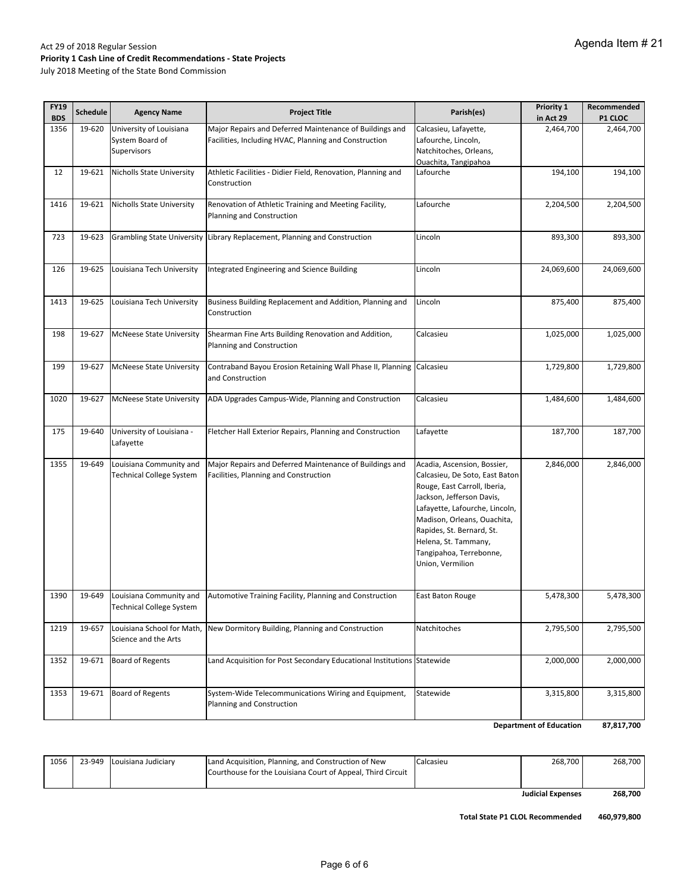Act 29 of 2018 Regular Session

**Priority 1 Cash Line of Credit Recommendations - State Projects**

July 2018 Meeting of the State Bond Commission

Agenda Item # 21

| FY19 BDS | Schedule | Agency Name | Project Title | Parish(es) | Priority 1 in Act 29 | Recommended P1 CLOC |
|---|---|---|---|---|---|---|
| 1356 | 19-620 | University of Louisiana System Board of Supervisors | Major Repairs and Deferred Maintenance of Buildings and Facilities, Including HVAC, Planning and Construction | Calcasieu, Lafayette, Lafourche, Lincoln, Natchitoches, Orleans, Ouachita, Tangipahoa | 2,464,700 | 2,464,700 |
| 12 | 19-621 | Nicholls State University | Athletic Facilities - Didier Field, Renovation, Planning and Construction | Lafourche | 194,100 | 194,100 |
| 1416 | 19-621 | Nicholls State University | Renovation of Athletic Training and Meeting Facility, Planning and Construction | Lafourche | 2,204,500 | 2,204,500 |
| 723 | 19-623 | Grambling State University | Library Replacement, Planning and Construction | Lincoln | 893,300 | 893,300 |
| 126 | 19-625 | Louisiana Tech University | Integrated Engineering and Science Building | Lincoln | 24,069,600 | 24,069,600 |
| 1413 | 19-625 | Louisiana Tech University | Business Building Replacement and Addition, Planning and Construction | Lincoln | 875,400 | 875,400 |
| 198 | 19-627 | McNeese State University | Shearman Fine Arts Building Renovation and Addition, Planning and Construction | Calcasieu | 1,025,000 | 1,025,000 |
| 199 | 19-627 | McNeese State University | Contraband Bayou Erosion Retaining Wall Phase II, Planning and Construction | Calcasieu | 1,729,800 | 1,729,800 |
| 1020 | 19-627 | McNeese State University | ADA Upgrades Campus-Wide, Planning and Construction | Calcasieu | 1,484,600 | 1,484,600 |
| 175 | 19-640 | University of Louisiana - Lafayette | Fletcher Hall Exterior Repairs, Planning and Construction | Lafayette | 187,700 | 187,700 |
| 1355 | 19-649 | Louisiana Community and Technical College System | Major Repairs and Deferred Maintenance of Buildings and Facilities, Planning and Construction | Acadia, Ascension, Bossier, Calcasieu, De Soto, East Baton Rouge, East Carroll, Iberia, Jackson, Jefferson Davis, Lafayette, Lafourche, Lincoln, Madison, Orleans, Ouachita, Rapides, St. Bernard, St. Helena, St. Tammany, Tangipahoa, Terrebonne, Union, Vermilion | 2,846,000 | 2,846,000 |
| 1390 | 19-649 | Louisiana Community and Technical College System | Automotive Training Facility, Planning and Construction | East Baton Rouge | 5,478,300 | 5,478,300 |
| 1219 | 19-657 | Louisiana School for Math, Science and the Arts | New Dormitory Building, Planning and Construction | Natchitoches | 2,795,500 | 2,795,500 |
| 1352 | 19-671 | Board of Regents | Land Acquisition for Post Secondary Educational Institutions | Statewide | 2,000,000 | 2,000,000 |
| 1353 | 19-671 | Board of Regents | System-Wide Telecommunications Wiring and Equipment, Planning and Construction | Statewide | 3,315,800 | 3,315,800 |
| | | | | | **Department of Education** | **87,817,700** |

| FY19 BDS | Schedule | Agency Name | Project Title | Parish(es) | Priority 1 in Act 29 | Recommended P1 CLOC |
|---|---|---|---|---|---|---|
| 1056 | 23-949 | Louisiana Judiciary | Land Acquisition, Planning, and Construction of New Courthouse for the Louisiana Court of Appeal, Third Circuit | Calcasieu | 268,700 | 268,700 |
| | | | | | **Judicial Expenses** | **268,700** |

**Total State P1 CLOL Recommended 460,979,800**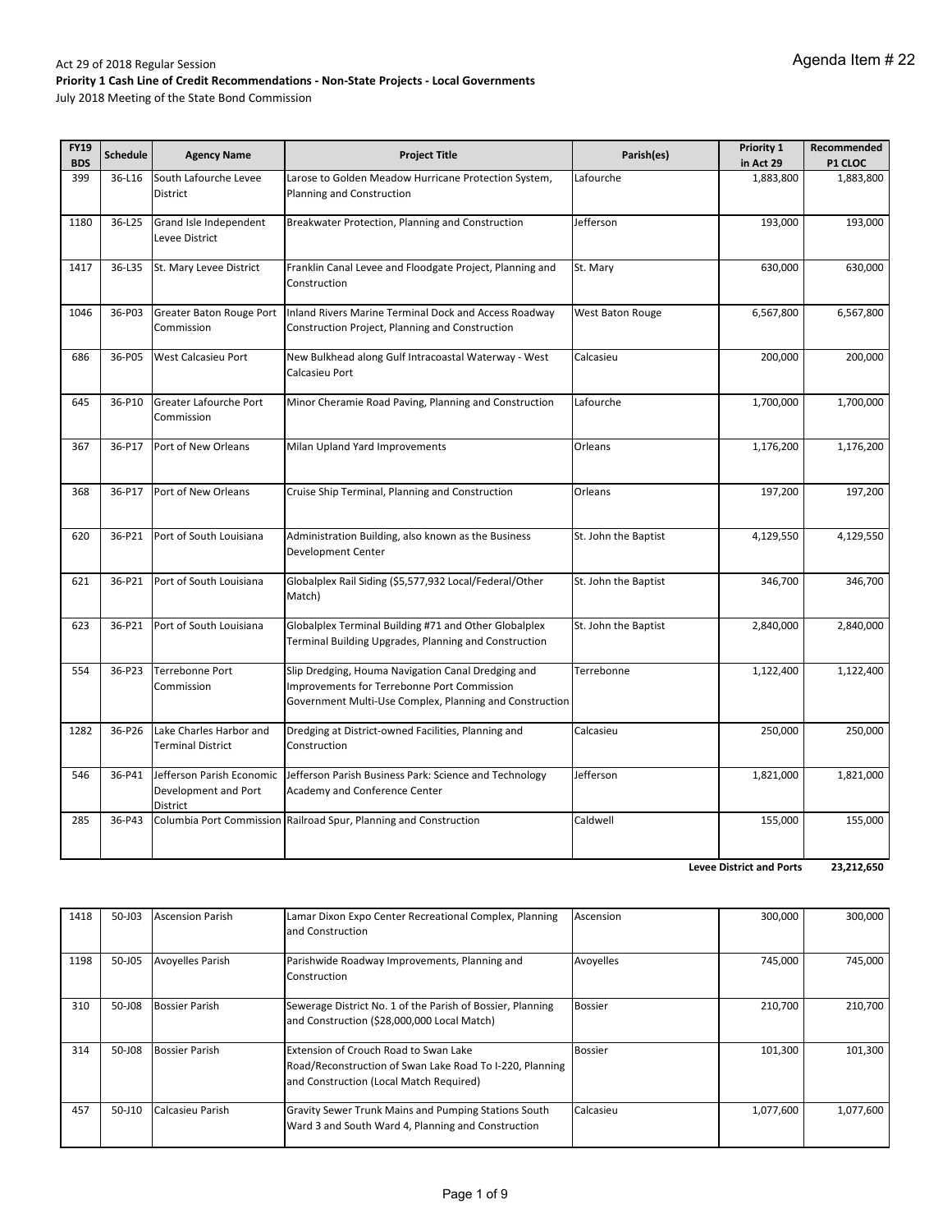Agenda Item # 22

Act 29 of 2018 Regular Session

**Priority 1 Cash Line of Credit Recommendations - Non-State Projects - Local Governments**

July 2018 Meeting of the State Bond Commission

| FY19 BDS | Schedule | Agency Name | Project Title | Parish(es) | Priority 1 in Act 29 | Recommended P1 CLOC |
|---|---|---|---|---|---|---|
| 399 | 36-L16 | South Lafourche Levee District | Larose to Golden Meadow Hurricane Protection System, Planning and Construction | Lafourche | 1,883,800 | 1,883,800 |
| 1180 | 36-L25 | Grand Isle Independent Levee District | Breakwater Protection, Planning and Construction | Jefferson | 193,000 | 193,000 |
| 1417 | 36-L35 | St. Mary Levee District | Franklin Canal Levee and Floodgate Project, Planning and Construction | St. Mary | 630,000 | 630,000 |
| 1046 | 36-P03 | Greater Baton Rouge Port Commission | Inland Rivers Marine Terminal Dock and Access Roadway Construction Project, Planning and Construction | West Baton Rouge | 6,567,800 | 6,567,800 |
| 686 | 36-P05 | West Calcasieu Port | New Bulkhead along Gulf Intracoastal Waterway - West Calcasieu Port | Calcasieu | 200,000 | 200,000 |
| 645 | 36-P10 | Greater Lafourche Port Commission | Minor Cheramie Road Paving, Planning and Construction | Lafourche | 1,700,000 | 1,700,000 |
| 367 | 36-P17 | Port of New Orleans | Milan Upland Yard Improvements | Orleans | 1,176,200 | 1,176,200 |
| 368 | 36-P17 | Port of New Orleans | Cruise Ship Terminal, Planning and Construction | Orleans | 197,200 | 197,200 |
| 620 | 36-P21 | Port of South Louisiana | Administration Building, also known as the Business Development Center | St. John the Baptist | 4,129,550 | 4,129,550 |
| 621 | 36-P21 | Port of South Louisiana | Globalplex Rail Siding ($5,577,932 Local/Federal/Other Match) | St. John the Baptist | 346,700 | 346,700 |
| 623 | 36-P21 | Port of South Louisiana | Globalplex Terminal Building #71 and Other Globalplex Terminal Building Upgrades, Planning and Construction | St. John the Baptist | 2,840,000 | 2,840,000 |
| 554 | 36-P23 | Terrebonne Port Commission | Slip Dredging, Houma Navigation Canal Dredging and Improvements for Terrebonne Port Commission Government Multi-Use Complex, Planning and Construction | Terrebonne | 1,122,400 | 1,122,400 |
| 1282 | 36-P26 | Lake Charles Harbor and Terminal District | Dredging at District-owned Facilities, Planning and Construction | Calcasieu | 250,000 | 250,000 |
| 546 | 36-P41 | Jefferson Parish Economic Development and Port District | Jefferson Parish Business Park: Science and Technology Academy and Conference Center | Jefferson | 1,821,000 | 1,821,000 |
| 285 | 36-P43 | Columbia Port Commission | Railroad Spur, Planning and Construction | Caldwell | 155,000 | 155,000 |
| | | | | | **Levee District and Ports** | **23,212,650** |

| FY19 BDS | Schedule | Agency Name | Project Title | Parish(es) | Priority 1 in Act 29 | Recommended P1 CLOC |
|---|---|---|---|---|---|---|
| 1418 | 50-J03 | Ascension Parish | Lamar Dixon Expo Center Recreational Complex, Planning and Construction | Ascension | 300,000 | 300,000 |
| 1198 | 50-J05 | Avoyelles Parish | Parishwide Roadway Improvements, Planning and Construction | Avoyelles | 745,000 | 745,000 |
| 310 | 50-J08 | Bossier Parish | Sewerage District No. 1 of the Parish of Bossier, Planning and Construction ($28,000,000 Local Match) | Bossier | 210,700 | 210,700 |
| 314 | 50-J08 | Bossier Parish | Extension of Crouch Road to Swan Lake Road/Reconstruction of Swan Lake Road To I-220, Planning and Construction (Local Match Required) | Bossier | 101,300 | 101,300 |
| 457 | 50-J10 | Calcasieu Parish | Gravity Sewer Trunk Mains and Pumping Stations South Ward 3 and South Ward 4, Planning and Construction | Calcasieu | 1,077,600 | 1,077,600 |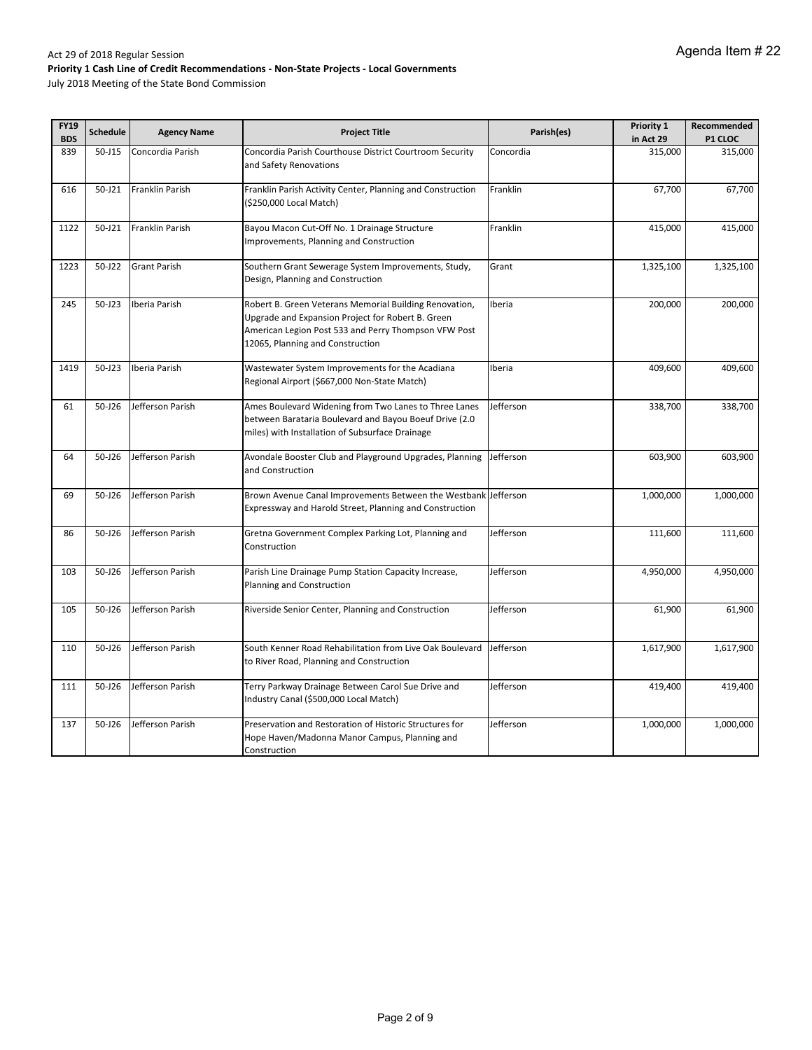Agenda Item # 22

Act 29 of 2018 Regular Session

**Priority 1 Cash Line of Credit Recommendations - Non-State Projects - Local Governments**

July 2018 Meeting of the State Bond Commission

| FY19 BDS | Schedule | Agency Name | Project Title | Parish(es) | Priority 1 in Act 29 | Recommended P1 CLOC |
|---|---|---|---|---|---|---|
| 839 | 50-J15 | Concordia Parish | Concordia Parish Courthouse District Courtroom Security and Safety Renovations | Concordia | 315,000 | 315,000 |
| 616 | 50-J21 | Franklin Parish | Franklin Parish Activity Center, Planning and Construction ($250,000 Local Match) | Franklin | 67,700 | 67,700 |
| 1122 | 50-J21 | Franklin Parish | Bayou Macon Cut-Off No. 1 Drainage Structure Improvements, Planning and Construction | Franklin | 415,000 | 415,000 |
| 1223 | 50-J22 | Grant Parish | Southern Grant Sewerage System Improvements, Study, Design, Planning and Construction | Grant | 1,325,100 | 1,325,100 |
| 245 | 50-J23 | Iberia Parish | Robert B. Green Veterans Memorial Building Renovation, Upgrade and Expansion Project for Robert B. Green American Legion Post 533 and Perry Thompson VFW Post 12065, Planning and Construction | Iberia | 200,000 | 200,000 |
| 1419 | 50-J23 | Iberia Parish | Wastewater System Improvements for the Acadiana Regional Airport ($667,000 Non-State Match) | Iberia | 409,600 | 409,600 |
| 61 | 50-J26 | Jefferson Parish | Ames Boulevard Widening from Two Lanes to Three Lanes between Barataria Boulevard and Bayou Boeuf Drive (2.0 miles) with Installation of Subsurface Drainage | Jefferson | 338,700 | 338,700 |
| 64 | 50-J26 | Jefferson Parish | Avondale Booster Club and Playground Upgrades, Planning and Construction | Jefferson | 603,900 | 603,900 |
| 69 | 50-J26 | Jefferson Parish | Brown Avenue Canal Improvements Between the Westbank Expressway and Harold Street, Planning and Construction | Jefferson | 1,000,000 | 1,000,000 |
| 86 | 50-J26 | Jefferson Parish | Gretna Government Complex Parking Lot, Planning and Construction | Jefferson | 111,600 | 111,600 |
| 103 | 50-J26 | Jefferson Parish | Parish Line Drainage Pump Station Capacity Increase, Planning and Construction | Jefferson | 4,950,000 | 4,950,000 |
| 105 | 50-J26 | Jefferson Parish | Riverside Senior Center, Planning and Construction | Jefferson | 61,900 | 61,900 |
| 110 | 50-J26 | Jefferson Parish | South Kenner Road Rehabilitation from Live Oak Boulevard to River Road, Planning and Construction | Jefferson | 1,617,900 | 1,617,900 |
| 111 | 50-J26 | Jefferson Parish | Terry Parkway Drainage Between Carol Sue Drive and Industry Canal ($500,000 Local Match) | Jefferson | 419,400 | 419,400 |
| 137 | 50-J26 | Jefferson Parish | Preservation and Restoration of Historic Structures for Hope Haven/Madonna Manor Campus, Planning and Construction | Jefferson | 1,000,000 | 1,000,000 |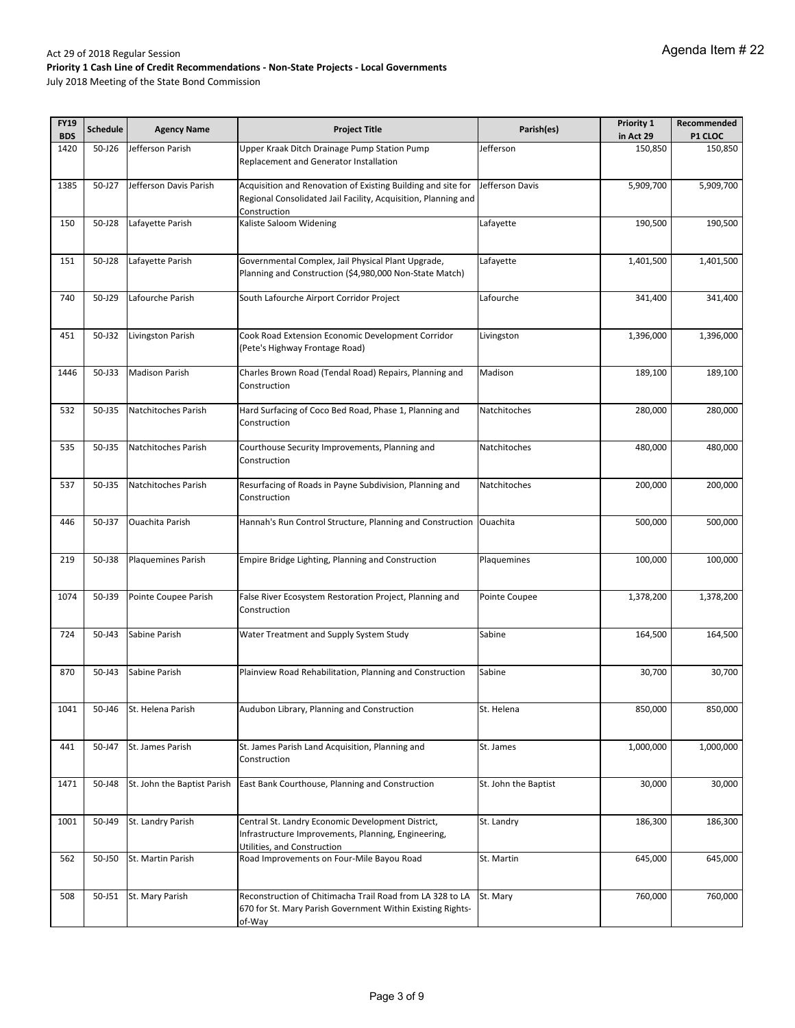Agenda Item # 22

Act 29 of 2018 Regular Session
**Priority 1 Cash Line of Credit Recommendations - Non-State Projects - Local Governments**
July 2018 Meeting of the State Bond Commission

| FY19 BDS | Schedule | Agency Name | Project Title | Parish(es) | Priority 1 in Act 29 | Recommended P1 CLOC |
|---|---|---|---|---|---|---|
| 1420 | 50-J26 | Jefferson Parish | Upper Kraak Ditch Drainage Pump Station Pump Replacement and Generator Installation | Jefferson | 150,850 | 150,850 |
| 1385 | 50-J27 | Jefferson Davis Parish | Acquisition and Renovation of Existing Building and site for Regional Consolidated Jail Facility, Acquisition, Planning and Construction | Jefferson Davis | 5,909,700 | 5,909,700 |
| 150 | 50-J28 | Lafayette Parish | Kaliste Saloom Widening | Lafayette | 190,500 | 190,500 |
| 151 | 50-J28 | Lafayette Parish | Governmental Complex, Jail Physical Plant Upgrade, Planning and Construction ($4,980,000 Non-State Match) | Lafayette | 1,401,500 | 1,401,500 |
| 740 | 50-J29 | Lafourche Parish | South Lafourche Airport Corridor Project | Lafourche | 341,400 | 341,400 |
| 451 | 50-J32 | Livingston Parish | Cook Road Extension Economic Development Corridor (Pete's Highway Frontage Road) | Livingston | 1,396,000 | 1,396,000 |
| 1446 | 50-J33 | Madison Parish | Charles Brown Road (Tendal Road) Repairs, Planning and Construction | Madison | 189,100 | 189,100 |
| 532 | 50-J35 | Natchitoches Parish | Hard Surfacing of Coco Bed Road, Phase 1, Planning and Construction | Natchitoches | 280,000 | 280,000 |
| 535 | 50-J35 | Natchitoches Parish | Courthouse Security Improvements, Planning and Construction | Natchitoches | 480,000 | 480,000 |
| 537 | 50-J35 | Natchitoches Parish | Resurfacing of Roads in Payne Subdivision, Planning and Construction | Natchitoches | 200,000 | 200,000 |
| 446 | 50-J37 | Ouachita Parish | Hannah's Run Control Structure, Planning and Construction | Ouachita | 500,000 | 500,000 |
| 219 | 50-J38 | Plaquemines Parish | Empire Bridge Lighting, Planning and Construction | Plaquemines | 100,000 | 100,000 |
| 1074 | 50-J39 | Pointe Coupee Parish | False River Ecosystem Restoration Project, Planning and Construction | Pointe Coupee | 1,378,200 | 1,378,200 |
| 724 | 50-J43 | Sabine Parish | Water Treatment and Supply System Study | Sabine | 164,500 | 164,500 |
| 870 | 50-J43 | Sabine Parish | Plainview Road Rehabilitation, Planning and Construction | Sabine | 30,700 | 30,700 |
| 1041 | 50-J46 | St. Helena Parish | Audubon Library, Planning and Construction | St. Helena | 850,000 | 850,000 |
| 441 | 50-J47 | St. James Parish | St. James Parish Land Acquisition, Planning and Construction | St. James | 1,000,000 | 1,000,000 |
| 1471 | 50-J48 | St. John the Baptist Parish | East Bank Courthouse, Planning and Construction | St. John the Baptist | 30,000 | 30,000 |
| 1001 | 50-J49 | St. Landry Parish | Central St. Landry Economic Development District, Infrastructure Improvements, Planning, Engineering, Utilities, and Construction | St. Landry | 186,300 | 186,300 |
| 562 | 50-J50 | St. Martin Parish | Road Improvements on Four-Mile Bayou Road | St. Martin | 645,000 | 645,000 |
| 508 | 50-J51 | St. Mary Parish | Reconstruction of Chitimacha Trail Road from LA 328 to LA 670 for St. Mary Parish Government Within Existing Rights-of-Way | St. Mary | 760,000 | 760,000 |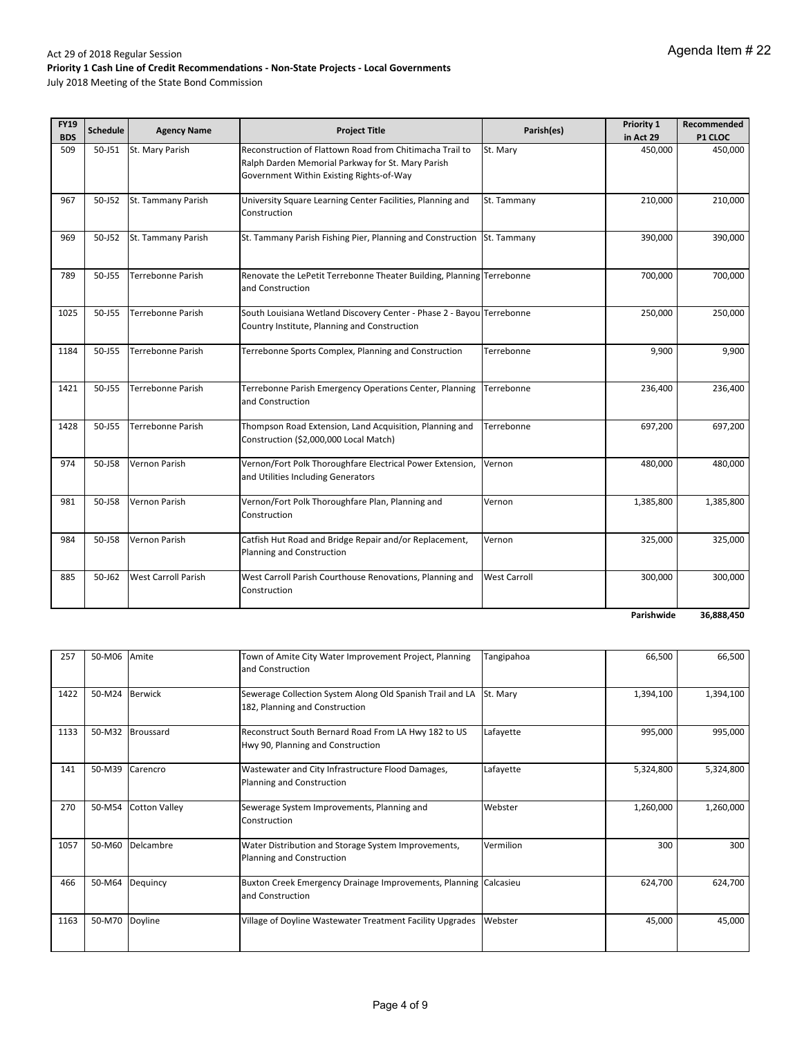Act 29 of 2018 Regular Session

**Priority 1 Cash Line of Credit Recommendations - Non-State Projects - Local Governments**

July 2018 Meeting of the State Bond Commission

Agenda Item # 22

| FY19 BDS | Schedule | Agency Name | Project Title | Parish(es) | Priority 1 in Act 29 | Recommended P1 CLOC |
|---|---|---|---|---|---|---|
| 509 | 50-J51 | St. Mary Parish | Reconstruction of Flattown Road from Chitimacha Trail to Ralph Darden Memorial Parkway for St. Mary Parish Government Within Existing Rights-of-Way | St. Mary | 450,000 | 450,000 |
| 967 | 50-J52 | St. Tammany Parish | University Square Learning Center Facilities, Planning and Construction | St. Tammany | 210,000 | 210,000 |
| 969 | 50-J52 | St. Tammany Parish | St. Tammany Parish Fishing Pier, Planning and Construction | St. Tammany | 390,000 | 390,000 |
| 789 | 50-J55 | Terrebonne Parish | Renovate the LePetit Terrebonne Theater Building, Planning and Construction | Terrebonne | 700,000 | 700,000 |
| 1025 | 50-J55 | Terrebonne Parish | South Louisiana Wetland Discovery Center - Phase 2 - Bayou Country Institute, Planning and Construction | Terrebonne | 250,000 | 250,000 |
| 1184 | 50-J55 | Terrebonne Parish | Terrebonne Sports Complex, Planning and Construction | Terrebonne | 9,900 | 9,900 |
| 1421 | 50-J55 | Terrebonne Parish | Terrebonne Parish Emergency Operations Center, Planning and Construction | Terrebonne | 236,400 | 236,400 |
| 1428 | 50-J55 | Terrebonne Parish | Thompson Road Extension, Land Acquisition, Planning and Construction ($2,000,000 Local Match) | Terrebonne | 697,200 | 697,200 |
| 974 | 50-J58 | Vernon Parish | Vernon/Fort Polk Thoroughfare Electrical Power Extension, and Utilities Including Generators | Vernon | 480,000 | 480,000 |
| 981 | 50-J58 | Vernon Parish | Vernon/Fort Polk Thoroughfare Plan, Planning and Construction | Vernon | 1,385,800 | 1,385,800 |
| 984 | 50-J58 | Vernon Parish | Catfish Hut Road and Bridge Repair and/or Replacement, Planning and Construction | Vernon | 325,000 | 325,000 |
| 885 | 50-J62 | West Carroll Parish | West Carroll Parish Courthouse Renovations, Planning and Construction | West Carroll | 300,000 | 300,000 |
| | | | | | **Parishwide** | **36,888,450** |

| FY19 BDS | Schedule | Agency Name | Project Title | Parish(es) | Priority 1 in Act 29 | Recommended P1 CLOC |
|---|---|---|---|---|---|---|
| 257 | 50-M06 | Amite | Town of Amite City Water Improvement Project, Planning and Construction | Tangipahoa | 66,500 | 66,500 |
| 1422 | 50-M24 | Berwick | Sewerage Collection System Along Old Spanish Trail and LA 182, Planning and Construction | St. Mary | 1,394,100 | 1,394,100 |
| 1133 | 50-M32 | Broussard | Reconstruct South Bernard Road From LA Hwy 182 to US Hwy 90, Planning and Construction | Lafayette | 995,000 | 995,000 |
| 141 | 50-M39 | Carencro | Wastewater and City Infrastructure Flood Damages, Planning and Construction | Lafayette | 5,324,800 | 5,324,800 |
| 270 | 50-M54 | Cotton Valley | Sewerage System Improvements, Planning and Construction | Webster | 1,260,000 | 1,260,000 |
| 1057 | 50-M60 | Delcambre | Water Distribution and Storage System Improvements, Planning and Construction | Vermilion | 300 | 300 |
| 466 | 50-M64 | Dequincy | Buxton Creek Emergency Drainage Improvements, Planning and Construction | Calcasieu | 624,700 | 624,700 |
| 1163 | 50-M70 | Doyline | Village of Doyline Wastewater Treatment Facility Upgrades | Webster | 45,000 | 45,000 |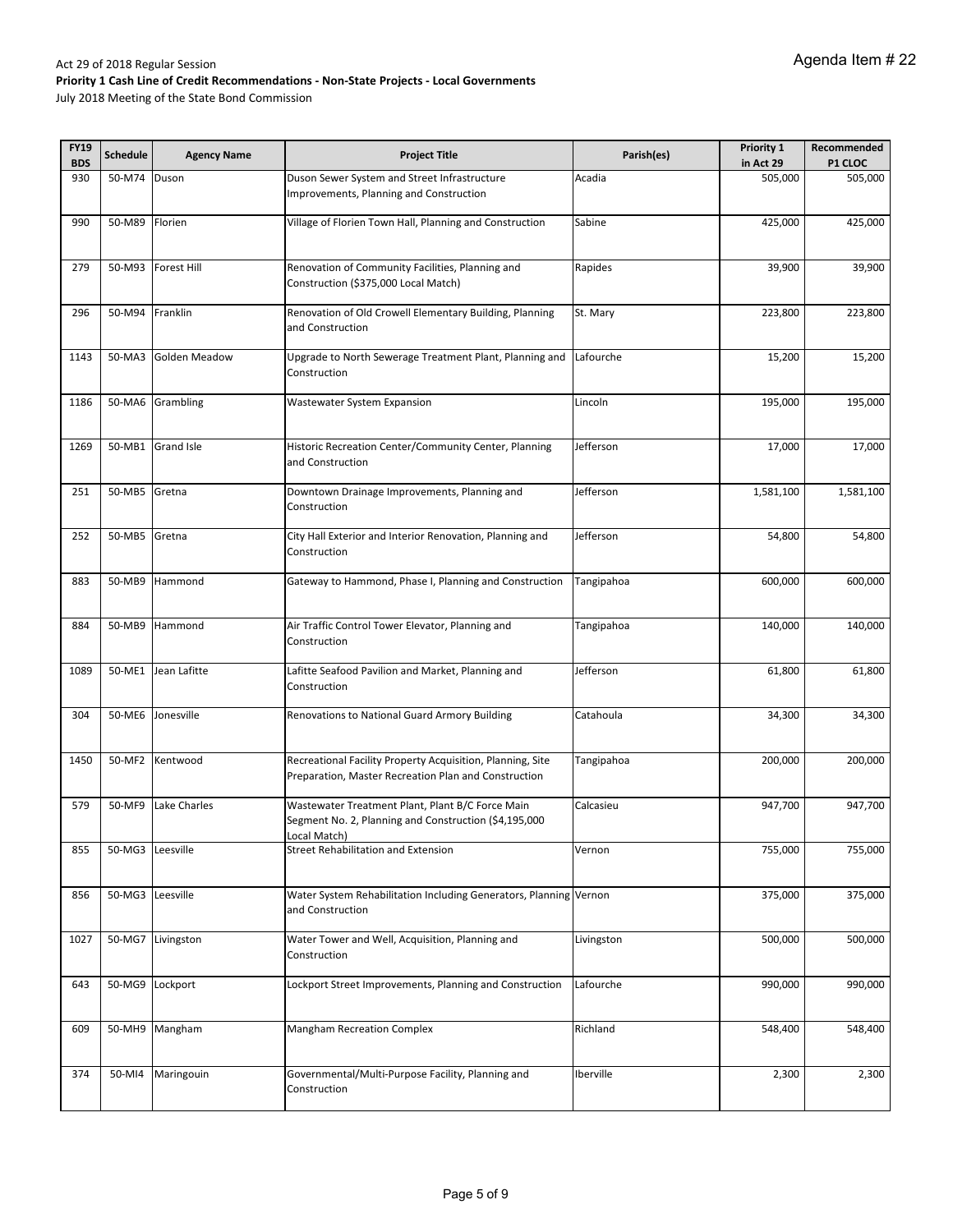Act 29 of 2018 Regular Session

**Priority 1 Cash Line of Credit Recommendations - Non-State Projects - Local Governments**

July 2018 Meeting of the State Bond Commission

Agenda Item # 22

| FY19 BDS | Schedule | Agency Name | Project Title | Parish(es) | Priority 1 in Act 29 | Recommended P1 CLOC |
|---|---|---|---|---|---|---|
| 930 | 50-M74 | Duson | Duson Sewer System and Street Infrastructure Improvements, Planning and Construction | Acadia | 505,000 | 505,000 |
| 990 | 50-M89 | Florien | Village of Florien Town Hall, Planning and Construction | Sabine | 425,000 | 425,000 |
| 279 | 50-M93 | Forest Hill | Renovation of Community Facilities, Planning and Construction ($375,000 Local Match) | Rapides | 39,900 | 39,900 |
| 296 | 50-M94 | Franklin | Renovation of Old Crowell Elementary Building, Planning and Construction | St. Mary | 223,800 | 223,800 |
| 1143 | 50-MA3 | Golden Meadow | Upgrade to North Sewerage Treatment Plant, Planning and Construction | Lafourche | 15,200 | 15,200 |
| 1186 | 50-MA6 | Grambling | Wastewater System Expansion | Lincoln | 195,000 | 195,000 |
| 1269 | 50-MB1 | Grand Isle | Historic Recreation Center/Community Center, Planning and Construction | Jefferson | 17,000 | 17,000 |
| 251 | 50-MB5 | Gretna | Downtown Drainage Improvements, Planning and Construction | Jefferson | 1,581,100 | 1,581,100 |
| 252 | 50-MB5 | Gretna | City Hall Exterior and Interior Renovation, Planning and Construction | Jefferson | 54,800 | 54,800 |
| 883 | 50-MB9 | Hammond | Gateway to Hammond, Phase I, Planning and Construction | Tangipahoa | 600,000 | 600,000 |
| 884 | 50-MB9 | Hammond | Air Traffic Control Tower Elevator, Planning and Construction | Tangipahoa | 140,000 | 140,000 |
| 1089 | 50-ME1 | Jean Lafitte | Lafitte Seafood Pavilion and Market, Planning and Construction | Jefferson | 61,800 | 61,800 |
| 304 | 50-ME6 | Jonesville | Renovations to National Guard Armory Building | Catahoula | 34,300 | 34,300 |
| 1450 | 50-MF2 | Kentwood | Recreational Facility Property Acquisition, Planning, Site Preparation, Master Recreation Plan and Construction | Tangipahoa | 200,000 | 200,000 |
| 579 | 50-MF9 | Lake Charles | Wastewater Treatment Plant, Plant B/C Force Main Segment No. 2, Planning and Construction ($4,195,000 Local Match) | Calcasieu | 947,700 | 947,700 |
| 855 | 50-MG3 | Leesville | Street Rehabilitation and Extension | Vernon | 755,000 | 755,000 |
| 856 | 50-MG3 | Leesville | Water System Rehabilitation Including Generators, Planning and Construction | Vernon | 375,000 | 375,000 |
| 1027 | 50-MG7 | Livingston | Water Tower and Well, Acquisition, Planning and Construction | Livingston | 500,000 | 500,000 |
| 643 | 50-MG9 | Lockport | Lockport Street Improvements, Planning and Construction | Lafourche | 990,000 | 990,000 |
| 609 | 50-MH9 | Mangham | Mangham Recreation Complex | Richland | 548,400 | 548,400 |
| 374 | 50-MI4 | Maringouin | Governmental/Multi-Purpose Facility, Planning and Construction | Iberville | 2,300 | 2,300 |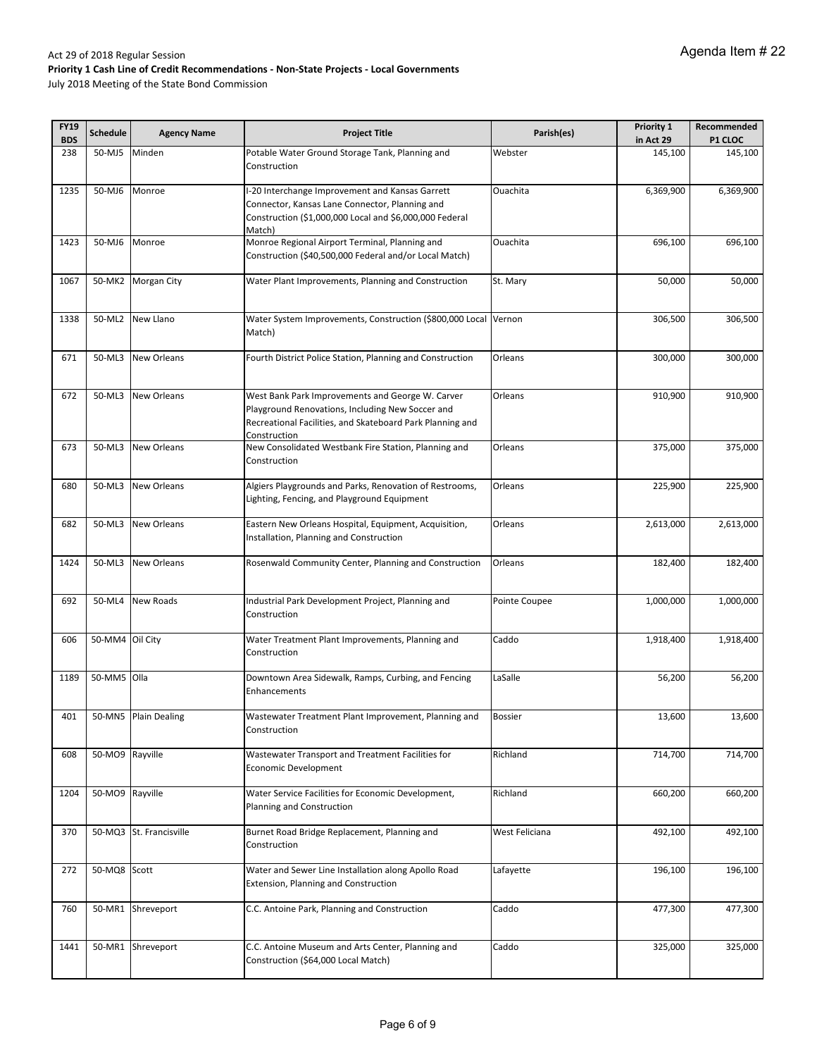Agenda Item # 22

Act 29 of 2018 Regular Session
**Priority 1 Cash Line of Credit Recommendations - Non-State Projects - Local Governments**
July 2018 Meeting of the State Bond Commission

| FY19 BDS | Schedule | Agency Name | Project Title | Parish(es) | Priority 1 in Act 29 | Recommended P1 CLOC |
|---|---|---|---|---|---|---|
| 238 | 50-MJ5 | Minden | Potable Water Ground Storage Tank, Planning and Construction | Webster | 145,100 | 145,100 |
| 1235 | 50-MJ6 | Monroe | I-20 Interchange Improvement and Kansas Garrett Connector, Kansas Lane Connector, Planning and Construction ($1,000,000 Local and $6,000,000 Federal Match) | Ouachita | 6,369,900 | 6,369,900 |
| 1423 | 50-MJ6 | Monroe | Monroe Regional Airport Terminal, Planning and Construction ($40,500,000 Federal and/or Local Match) | Ouachita | 696,100 | 696,100 |
| 1067 | 50-MK2 | Morgan City | Water Plant Improvements, Planning and Construction | St. Mary | 50,000 | 50,000 |
| 1338 | 50-ML2 | New Llano | Water System Improvements, Construction ($800,000 Local Match) | Vernon | 306,500 | 306,500 |
| 671 | 50-ML3 | New Orleans | Fourth District Police Station, Planning and Construction | Orleans | 300,000 | 300,000 |
| 672 | 50-ML3 | New Orleans | West Bank Park Improvements and George W. Carver Playground Renovations, Including New Soccer and Recreational Facilities, and Skateboard Park Planning and Construction | Orleans | 910,900 | 910,900 |
| 673 | 50-ML3 | New Orleans | New Consolidated Westbank Fire Station, Planning and Construction | Orleans | 375,000 | 375,000 |
| 680 | 50-ML3 | New Orleans | Algiers Playgrounds and Parks, Renovation of Restrooms, Lighting, Fencing, and Playground Equipment | Orleans | 225,900 | 225,900 |
| 682 | 50-ML3 | New Orleans | Eastern New Orleans Hospital, Equipment, Acquisition, Installation, Planning and Construction | Orleans | 2,613,000 | 2,613,000 |
| 1424 | 50-ML3 | New Orleans | Rosenwald Community Center, Planning and Construction | Orleans | 182,400 | 182,400 |
| 692 | 50-ML4 | New Roads | Industrial Park Development Project, Planning and Construction | Pointe Coupee | 1,000,000 | 1,000,000 |
| 606 | 50-MM4 | Oil City | Water Treatment Plant Improvements, Planning and Construction | Caddo | 1,918,400 | 1,918,400 |
| 1189 | 50-MM5 | Olla | Downtown Area Sidewalk, Ramps, Curbing, and Fencing Enhancements | LaSalle | 56,200 | 56,200 |
| 401 | 50-MN5 | Plain Dealing | Wastewater Treatment Plant Improvement, Planning and Construction | Bossier | 13,600 | 13,600 |
| 608 | 50-MO9 | Rayville | Wastewater Transport and Treatment Facilities for Economic Development | Richland | 714,700 | 714,700 |
| 1204 | 50-MO9 | Rayville | Water Service Facilities for Economic Development, Planning and Construction | Richland | 660,200 | 660,200 |
| 370 | 50-MQ3 | St. Francisville | Burnet Road Bridge Replacement, Planning and Construction | West Feliciana | 492,100 | 492,100 |
| 272 | 50-MQ8 | Scott | Water and Sewer Line Installation along Apollo Road Extension, Planning and Construction | Lafayette | 196,100 | 196,100 |
| 760 | 50-MR1 | Shreveport | C.C. Antoine Park, Planning and Construction | Caddo | 477,300 | 477,300 |
| 1441 | 50-MR1 | Shreveport | C.C. Antoine Museum and Arts Center, Planning and Construction ($64,000 Local Match) | Caddo | 325,000 | 325,000 |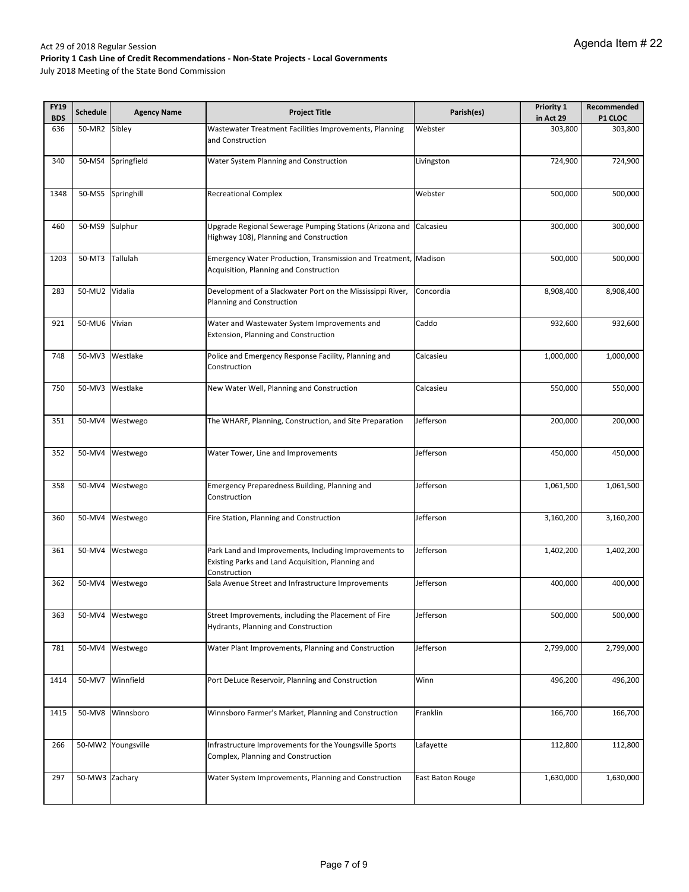Act 29 of 2018 Regular Session

**Priority 1 Cash Line of Credit Recommendations - Non-State Projects - Local Governments**

July 2018 Meeting of the State Bond Commission

| FY19 BDS | Schedule | Agency Name | Project Title | Parish(es) | Priority 1 in Act 29 | Recommended P1 CLOC |
|---|---|---|---|---|---|---|
| 636 | 50-MR2 | Sibley | Wastewater Treatment Facilities Improvements, Planning and Construction | Webster | 303,800 | 303,800 |
| 340 | 50-MS4 | Springfield | Water System Planning and Construction | Livingston | 724,900 | 724,900 |
| 1348 | 50-MS5 | Springhill | Recreational Complex | Webster | 500,000 | 500,000 |
| 460 | 50-MS9 | Sulphur | Upgrade Regional Sewerage Pumping Stations (Arizona and Highway 108), Planning and Construction | Calcasieu | 300,000 | 300,000 |
| 1203 | 50-MT3 | Tallulah | Emergency Water Production, Transmission and Treatment, Acquisition, Planning and Construction | Madison | 500,000 | 500,000 |
| 283 | 50-MU2 | Vidalia | Development of a Slackwater Port on the Mississippi River, Planning and Construction | Concordia | 8,908,400 | 8,908,400 |
| 921 | 50-MU6 | Vivian | Water and Wastewater System Improvements and Extension, Planning and Construction | Caddo | 932,600 | 932,600 |
| 748 | 50-MV3 | Westlake | Police and Emergency Response Facility, Planning and Construction | Calcasieu | 1,000,000 | 1,000,000 |
| 750 | 50-MV3 | Westlake | New Water Well, Planning and Construction | Calcasieu | 550,000 | 550,000 |
| 351 | 50-MV4 | Westwego | The WHARF, Planning, Construction, and Site Preparation | Jefferson | 200,000 | 200,000 |
| 352 | 50-MV4 | Westwego | Water Tower, Line and Improvements | Jefferson | 450,000 | 450,000 |
| 358 | 50-MV4 | Westwego | Emergency Preparedness Building, Planning and Construction | Jefferson | 1,061,500 | 1,061,500 |
| 360 | 50-MV4 | Westwego | Fire Station, Planning and Construction | Jefferson | 3,160,200 | 3,160,200 |
| 361 | 50-MV4 | Westwego | Park Land and Improvements, Including Improvements to Existing Parks and Land Acquisition, Planning and Construction | Jefferson | 1,402,200 | 1,402,200 |
| 362 | 50-MV4 | Westwego | Sala Avenue Street and Infrastructure Improvements | Jefferson | 400,000 | 400,000 |
| 363 | 50-MV4 | Westwego | Street Improvements, including the Placement of Fire Hydrants, Planning and Construction | Jefferson | 500,000 | 500,000 |
| 781 | 50-MV4 | Westwego | Water Plant Improvements, Planning and Construction | Jefferson | 2,799,000 | 2,799,000 |
| 1414 | 50-MV7 | Winnfield | Port DeLuce Reservoir, Planning and Construction | Winn | 496,200 | 496,200 |
| 1415 | 50-MV8 | Winnsboro | Winnsboro Farmer's Market, Planning and Construction | Franklin | 166,700 | 166,700 |
| 266 | 50-MW2 | Youngsville | Infrastructure Improvements for the Youngsville Sports Complex, Planning and Construction | Lafayette | 112,800 | 112,800 |
| 297 | 50-MW3 | Zachary | Water System Improvements, Planning and Construction | East Baton Rouge | 1,630,000 | 1,630,000 |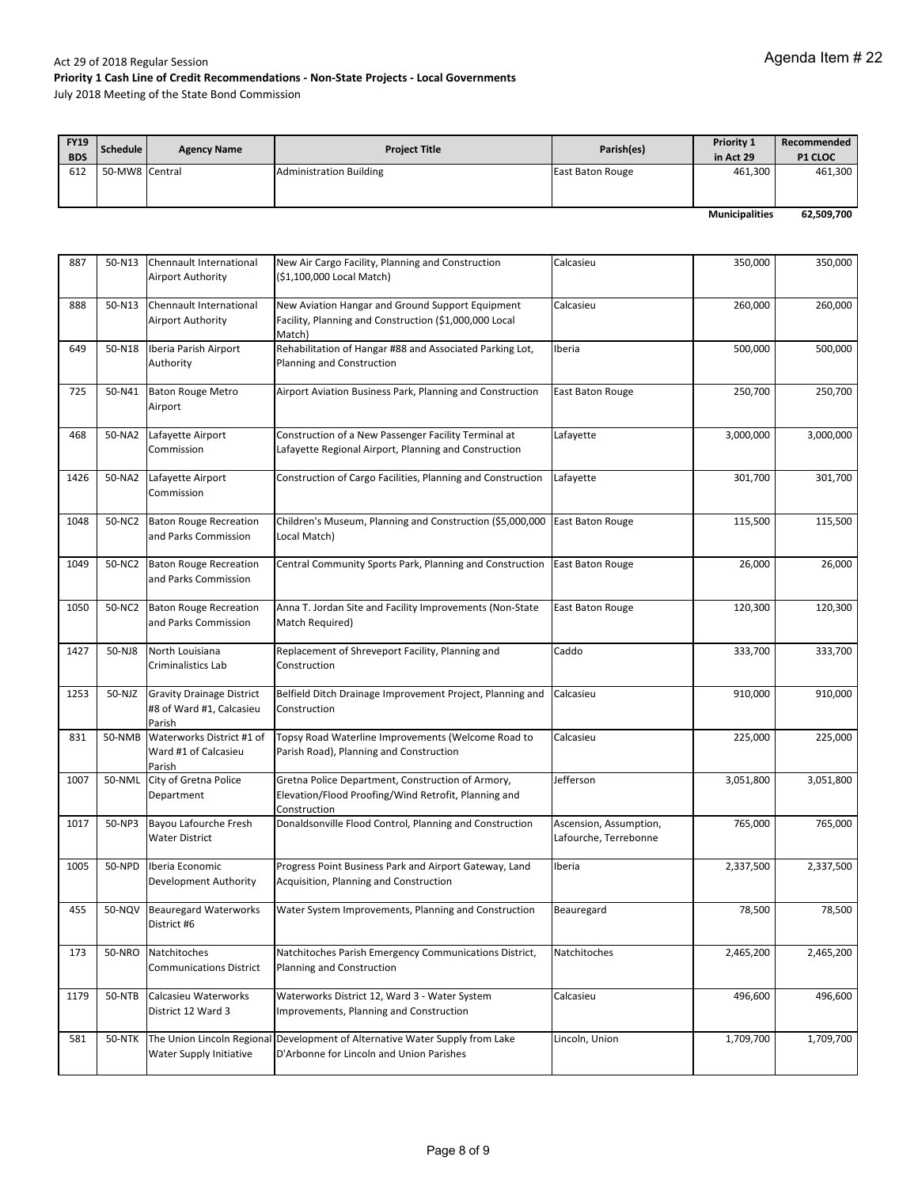Act 29 of 2018 Regular Session

**Priority 1 Cash Line of Credit Recommendations - Non-State Projects - Local Governments**

July 2018 Meeting of the State Bond Commission

Agenda Item # 22

| FY19 BDS | Schedule | Agency Name | Project Title | Parish(es) | Priority 1 in Act 29 | Recommended P1 CLOC |
|---|---|---|---|---|---|---|
| 612 | 50-MW8 | Central | Administration Building | East Baton Rouge | 461,300 | 461,300 |
| | | | | | **Municipalities** | **62,509,700** |

| FY19 BDS | Schedule | Agency Name | Project Title | Parish(es) | Priority 1 in Act 29 | Recommended P1 CLOC |
|---|---|---|---|---|---|---|
| 887 | 50-N13 | Chennault International Airport Authority | New Air Cargo Facility, Planning and Construction ($1,100,000 Local Match) | Calcasieu | 350,000 | 350,000 |
| 888 | 50-N13 | Chennault International Airport Authority | New Aviation Hangar and Ground Support Equipment Facility, Planning and Construction ($1,000,000 Local Match) | Calcasieu | 260,000 | 260,000 |
| 649 | 50-N18 | Iberia Parish Airport Authority | Rehabilitation of Hangar #88 and Associated Parking Lot, Planning and Construction | Iberia | 500,000 | 500,000 |
| 725 | 50-N41 | Baton Rouge Metro Airport | Airport Aviation Business Park, Planning and Construction | East Baton Rouge | 250,700 | 250,700 |
| 468 | 50-NA2 | Lafayette Airport Commission | Construction of a New Passenger Facility Terminal at Lafayette Regional Airport, Planning and Construction | Lafayette | 3,000,000 | 3,000,000 |
| 1426 | 50-NA2 | Lafayette Airport Commission | Construction of Cargo Facilities, Planning and Construction | Lafayette | 301,700 | 301,700 |
| 1048 | 50-NC2 | Baton Rouge Recreation and Parks Commission | Children's Museum, Planning and Construction ($5,000,000 Local Match) | East Baton Rouge | 115,500 | 115,500 |
| 1049 | 50-NC2 | Baton Rouge Recreation and Parks Commission | Central Community Sports Park, Planning and Construction | East Baton Rouge | 26,000 | 26,000 |
| 1050 | 50-NC2 | Baton Rouge Recreation and Parks Commission | Anna T. Jordan Site and Facility Improvements (Non-State Match Required) | East Baton Rouge | 120,300 | 120,300 |
| 1427 | 50-NJ8 | North Louisiana Criminalistics Lab | Replacement of Shreveport Facility, Planning and Construction | Caddo | 333,700 | 333,700 |
| 1253 | 50-NJZ | Gravity Drainage District #8 of Ward #1, Calcasieu Parish | Belfield Ditch Drainage Improvement Project, Planning and Construction | Calcasieu | 910,000 | 910,000 |
| 831 | 50-NMB | Waterworks District #1 of Ward #1 of Calcasieu Parish | Topsy Road Waterline Improvements (Welcome Road to Parish Road), Planning and Construction | Calcasieu | 225,000 | 225,000 |
| 1007 | 50-NML | City of Gretna Police Department | Gretna Police Department, Construction of Armory, Elevation/Flood Proofing/Wind Retrofit, Planning and Construction | Jefferson | 3,051,800 | 3,051,800 |
| 1017 | 50-NP3 | Bayou Lafourche Fresh Water District | Donaldsonville Flood Control, Planning and Construction | Ascension, Assumption, Lafourche, Terrebonne | 765,000 | 765,000 |
| 1005 | 50-NPD | Iberia Economic Development Authority | Progress Point Business Park and Airport Gateway, Land Acquisition, Planning and Construction | Iberia | 2,337,500 | 2,337,500 |
| 455 | 50-NQV | Beauregard Waterworks District #6 | Water System Improvements, Planning and Construction | Beauregard | 78,500 | 78,500 |
| 173 | 50-NRO | Natchitoches Communications District | Natchitoches Parish Emergency Communications District, Planning and Construction | Natchitoches | 2,465,200 | 2,465,200 |
| 1179 | 50-NTB | Calcasieu Waterworks District 12 Ward 3 | Waterworks District 12, Ward 3 - Water System Improvements, Planning and Construction | Calcasieu | 496,600 | 496,600 |
| 581 | 50-NTK | The Union Lincoln Regional Water Supply Initiative | Development of Alternative Water Supply from Lake D'Arbonne for Lincoln and Union Parishes | Lincoln, Union | 1,709,700 | 1,709,700 |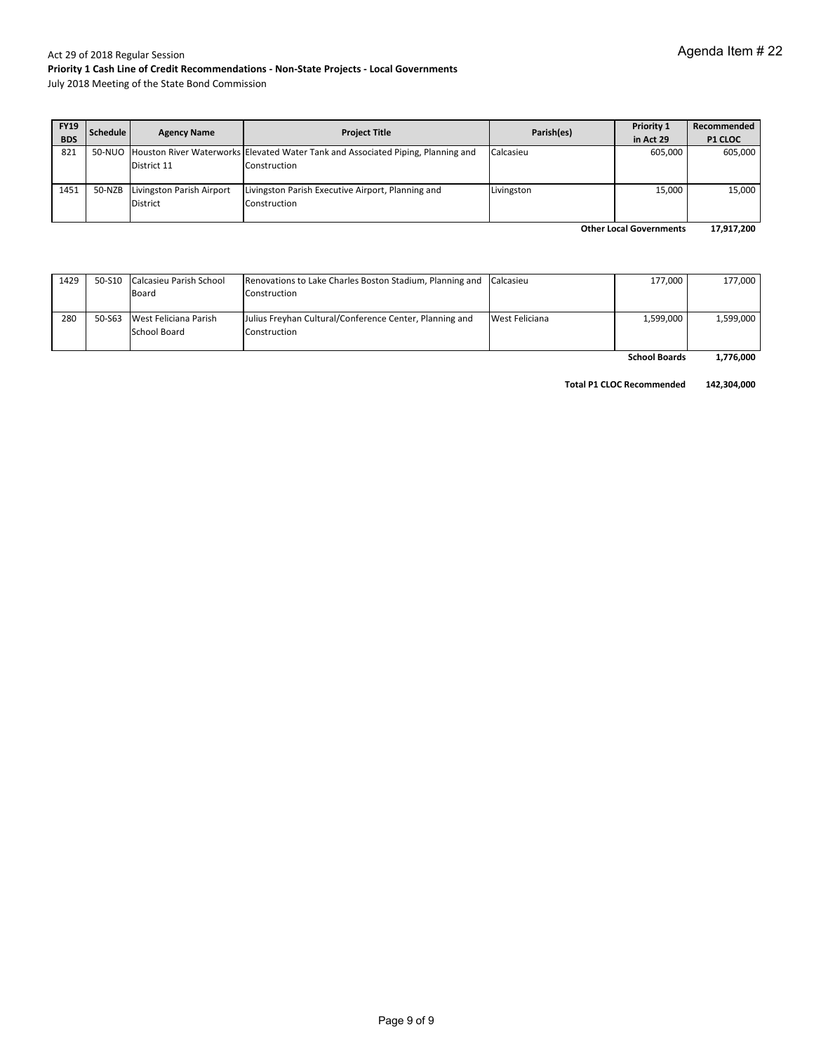Agenda Item # 22

Act 29 of 2018 Regular Session

**Priority 1 Cash Line of Credit Recommendations - Non-State Projects - Local Governments**

July 2018 Meeting of the State Bond Commission

| FY19 BDS | Schedule | Agency Name | Project Title | Parish(es) | Priority 1 in Act 29 | Recommended P1 CLOC |
|---|---|---|---|---|---|---|
| 821 | 50-NUO | Houston River Waterworks District 11 | Elevated Water Tank and Associated Piping, Planning and Construction | Calcasieu | 605,000 | 605,000 |
| 1451 | 50-NZB | Livingston Parish Airport District | Livingston Parish Executive Airport, Planning and Construction | Livingston | 15,000 | 15,000 |
| | | | | | **Other Local Governments** | **17,917,200** |

| FY19 BDS | Schedule | Agency Name | Project Title | Parish(es) | Priority 1 in Act 29 | Recommended P1 CLOC |
|---|---|---|---|---|---|---|
| 1429 | 50-S10 | Calcasieu Parish School Board | Renovations to Lake Charles Boston Stadium, Planning and Construction | Calcasieu | 177,000 | 177,000 |
| 280 | 50-S63 | West Feliciana Parish School Board | Julius Freyhan Cultural/Conference Center, Planning and Construction | West Feliciana | 1,599,000 | 1,599,000 |
| | | | | | **School Boards** | **1,776,000** |

**Total P1 CLOC Recommended** **142,304,000**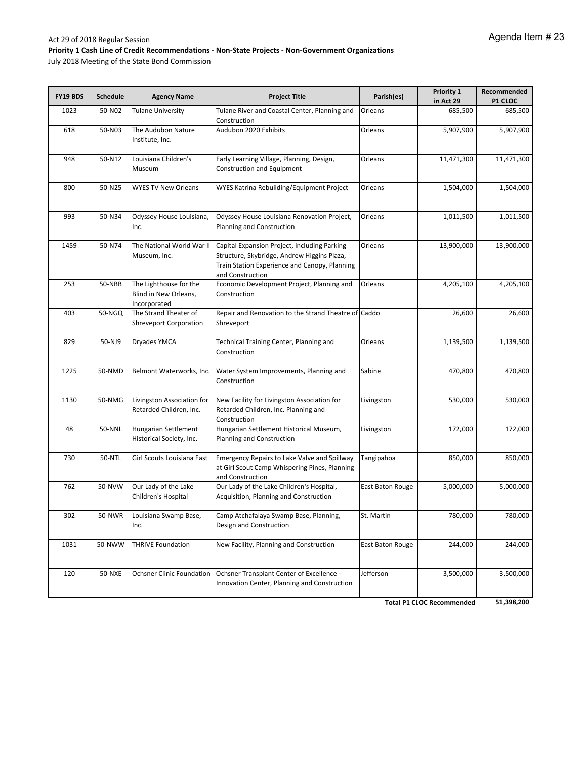Agenda Item # 23

Act 29 of 2018 Regular Session

**Priority 1 Cash Line of Credit Recommendations - Non-State Projects - Non-Government Organizations**

July 2018 Meeting of the State Bond Commission

| FY19 BDS | Schedule | Agency Name | Project Title | Parish(es) | Priority 1 in Act 29 | Recommended P1 CLOC |
|---|---|---|---|---|---|---|
| 1023 | 50-N02 | Tulane University | Tulane River and Coastal Center, Planning and Construction | Orleans | 685,500 | 685,500 |
| 618 | 50-N03 | The Audubon Nature Institute, Inc. | Audubon 2020 Exhibits | Orleans | 5,907,900 | 5,907,900 |
| 948 | 50-N12 | Louisiana Children's Museum | Early Learning Village, Planning, Design, Construction and Equipment | Orleans | 11,471,300 | 11,471,300 |
| 800 | 50-N25 | WYES TV New Orleans | WYES Katrina Rebuilding/Equipment Project | Orleans | 1,504,000 | 1,504,000 |
| 993 | 50-N34 | Odyssey House Louisiana, Inc. | Odyssey House Louisiana Renovation Project, Planning and Construction | Orleans | 1,011,500 | 1,011,500 |
| 1459 | 50-N74 | The National World War II Museum, Inc. | Capital Expansion Project, including Parking Structure, Skybridge, Andrew Higgins Plaza, Train Station Experience and Canopy, Planning and Construction | Orleans | 13,900,000 | 13,900,000 |
| 253 | 50-NBB | The Lighthouse for the Blind in New Orleans, Incorporated | Economic Development Project, Planning and Construction | Orleans | 4,205,100 | 4,205,100 |
| 403 | 50-NGQ | The Strand Theater of Shreveport Corporation | Repair and Renovation to the Strand Theatre of Shreveport | Caddo | 26,600 | 26,600 |
| 829 | 50-NJ9 | Dryades YMCA | Technical Training Center, Planning and Construction | Orleans | 1,139,500 | 1,139,500 |
| 1225 | 50-NMD | Belmont Waterworks, Inc. | Water System Improvements, Planning and Construction | Sabine | 470,800 | 470,800 |
| 1130 | 50-NMG | Livingston Association for Retarded Children, Inc. | New Facility for Livingston Association for Retarded Children, Inc. Planning and Construction | Livingston | 530,000 | 530,000 |
| 48 | 50-NNL | Hungarian Settlement Historical Society, Inc. | Hungarian Settlement Historical Museum, Planning and Construction | Livingston | 172,000 | 172,000 |
| 730 | 50-NTL | Girl Scouts Louisiana East | Emergency Repairs to Lake Valve and Spillway at Girl Scout Camp Whispering Pines, Planning and Construction | Tangipahoa | 850,000 | 850,000 |
| 762 | 50-NVW | Our Lady of the Lake Children's Hospital | Our Lady of the Lake Children's Hospital, Acquisition, Planning and Construction | East Baton Rouge | 5,000,000 | 5,000,000 |
| 302 | 50-NWR | Louisiana Swamp Base, Inc. | Camp Atchafalaya Swamp Base, Planning, Design and Construction | St. Martin | 780,000 | 780,000 |
| 1031 | 50-NWW | THRIVE Foundation | New Facility, Planning and Construction | East Baton Rouge | 244,000 | 244,000 |
| 120 | 50-NXE | Ochsner Clinic Foundation | Ochsner Transplant Center of Excellence - Innovation Center, Planning and Construction | Jefferson | 3,500,000 | 3,500,000 |
| | | | | | **Total P1 CLOC Recommended** | **51,398,200** |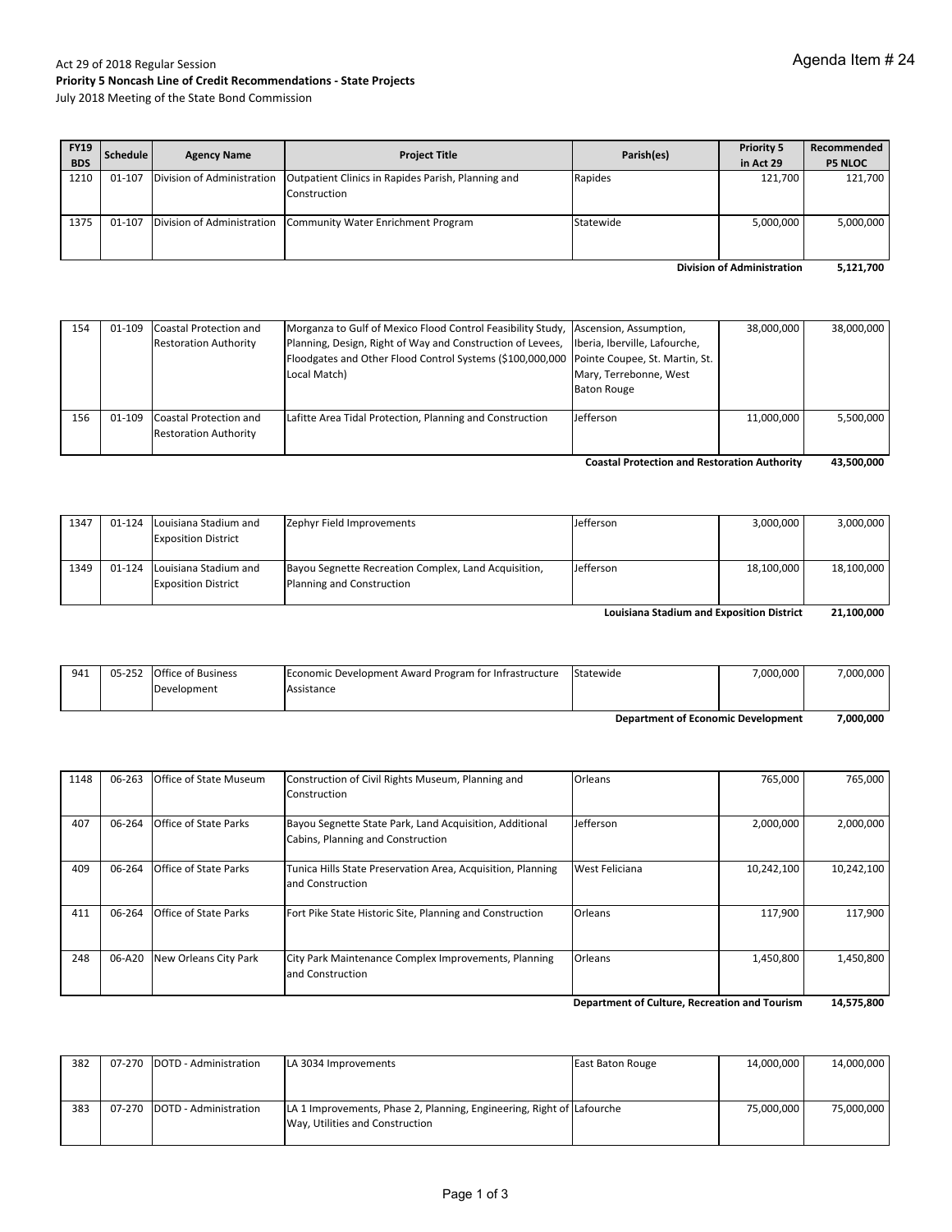Agenda Item # 24

Act 29 of 2018 Regular Session
**Priority 5 Noncash Line of Credit Recommendations - State Projects**
July 2018 Meeting of the State Bond Commission

| FY19 BDS | Schedule | Agency Name | Project Title | Parish(es) | Priority 5 in Act 29 | Recommended P5 NLOC |
|---|---|---|---|---|---|---|
| 1210 | 01-107 | Division of Administration | Outpatient Clinics in Rapides Parish, Planning and Construction | Rapides | 121,700 | 121,700 |
| 1375 | 01-107 | Division of Administration | Community Water Enrichment Program | Statewide | 5,000,000 | 5,000,000 |
| | | | | | **Division of Administration** | **5,121,700** |
| 154 | 01-109 | Coastal Protection and Restoration Authority | Morganza to Gulf of Mexico Flood Control Feasibility Study, Planning, Design, Right of Way and Construction of Levees, Floodgates and Other Flood Control Systems ($100,000,000 Local Match) | Ascension, Assumption, Iberia, Iberville, Lafourche, Pointe Coupee, St. Martin, St. Mary, Terrebonne, West Baton Rouge | 38,000,000 | 38,000,000 |
| 156 | 01-109 | Coastal Protection and Restoration Authority | Lafitte Area Tidal Protection, Planning and Construction | Jefferson | 11,000,000 | 5,500,000 |
| | | | | | **Coastal Protection and Restoration Authority** | **43,500,000** |
| 1347 | 01-124 | Louisiana Stadium and Exposition District | Zephyr Field Improvements | Jefferson | 3,000,000 | 3,000,000 |
| 1349 | 01-124 | Louisiana Stadium and Exposition District | Bayou Segnette Recreation Complex, Land Acquisition, Planning and Construction | Jefferson | 18,100,000 | 18,100,000 |
| | | | | | **Louisiana Stadium and Exposition District** | **21,100,000** |
| 941 | 05-252 | Office of Business Development | Economic Development Award Program for Infrastructure Assistance | Statewide | 7,000,000 | 7,000,000 |
| | | | | | **Department of Economic Development** | **7,000,000** |
| 1148 | 06-263 | Office of State Museum | Construction of Civil Rights Museum, Planning and Construction | Orleans | 765,000 | 765,000 |
| 407 | 06-264 | Office of State Parks | Bayou Segnette State Park, Land Acquisition, Additional Cabins, Planning and Construction | Jefferson | 2,000,000 | 2,000,000 |
| 409 | 06-264 | Office of State Parks | Tunica Hills State Preservation Area, Acquisition, Planning and Construction | West Feliciana | 10,242,100 | 10,242,100 |
| 411 | 06-264 | Office of State Parks | Fort Pike State Historic Site, Planning and Construction | Orleans | 117,900 | 117,900 |
| 248 | 06-A20 | New Orleans City Park | City Park Maintenance Complex Improvements, Planning and Construction | Orleans | 1,450,800 | 1,450,800 |
| | | | | | **Department of Culture, Recreation and Tourism** | **14,575,800** |
| 382 | 07-270 | DOTD - Administration | LA 3034 Improvements | East Baton Rouge | 14,000,000 | 14,000,000 |
| 383 | 07-270 | DOTD - Administration | LA 1 Improvements, Phase 2, Planning, Engineering, Right of Way, Utilities and Construction | Lafourche | 75,000,000 | 75,000,000 |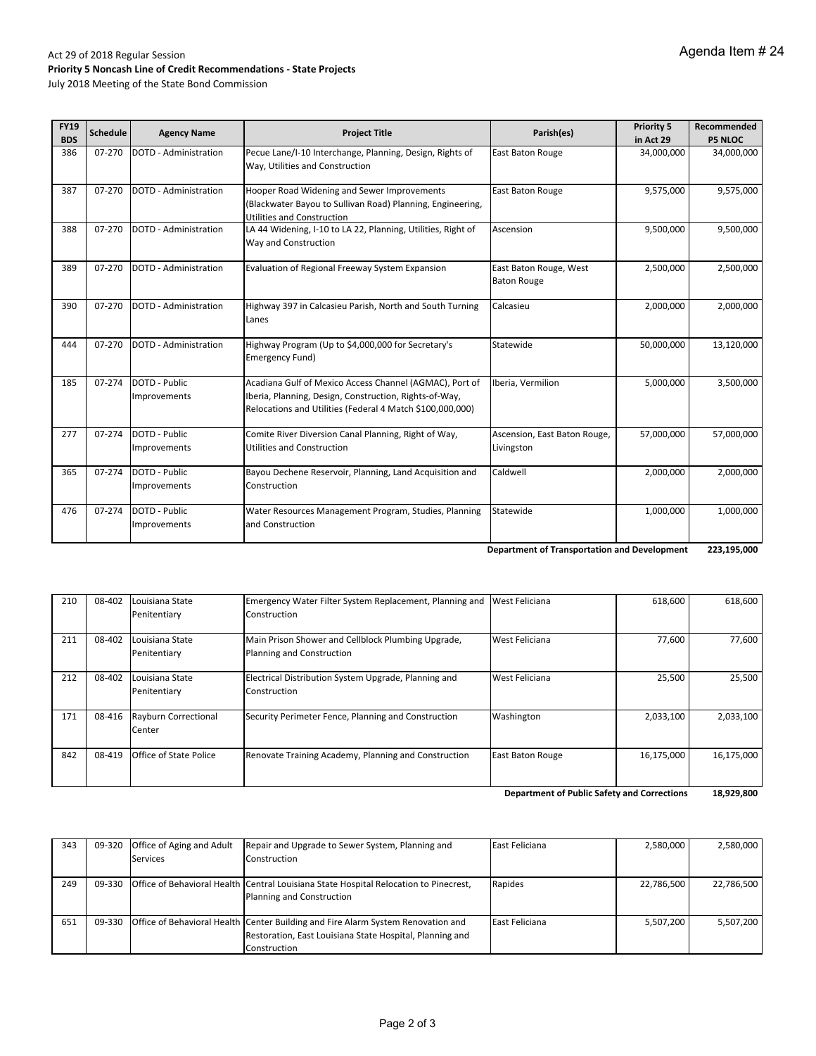Agenda Item # 24

Act 29 of 2018 Regular Session
**Priority 5 Noncash Line of Credit Recommendations - State Projects**
July 2018 Meeting of the State Bond Commission

| FY19 BDS | Schedule | Agency Name | Project Title | Parish(es) | Priority 5 in Act 29 | Recommended P5 NLOC |
|---|---|---|---|---|---|---|
| 386 | 07-270 | DOTD - Administration | Pecue Lane/I-10 Interchange, Planning, Design, Rights of Way, Utilities and Construction | East Baton Rouge | 34,000,000 | 34,000,000 |
| 387 | 07-270 | DOTD - Administration | Hooper Road Widening and Sewer Improvements (Blackwater Bayou to Sullivan Road) Planning, Engineering, Utilities and Construction | East Baton Rouge | 9,575,000 | 9,575,000 |
| 388 | 07-270 | DOTD - Administration | LA 44 Widening, I-10 to LA 22, Planning, Utilities, Right of Way and Construction | Ascension | 9,500,000 | 9,500,000 |
| 389 | 07-270 | DOTD - Administration | Evaluation of Regional Freeway System Expansion | East Baton Rouge, West Baton Rouge | 2,500,000 | 2,500,000 |
| 390 | 07-270 | DOTD - Administration | Highway 397 in Calcasieu Parish, North and South Turning Lanes | Calcasieu | 2,000,000 | 2,000,000 |
| 444 | 07-270 | DOTD - Administration | Highway Program (Up to $4,000,000 for Secretary's Emergency Fund) | Statewide | 50,000,000 | 13,120,000 |
| 185 | 07-274 | DOTD - Public Improvements | Acadiana Gulf of Mexico Access Channel (AGMAC), Port of Iberia, Planning, Design, Construction, Rights-of-Way, Relocations and Utilities (Federal 4 Match $100,000,000) | Iberia, Vermilion | 5,000,000 | 3,500,000 |
| 277 | 07-274 | DOTD - Public Improvements | Comite River Diversion Canal Planning, Right of Way, Utilities and Construction | Ascension, East Baton Rouge, Livingston | 57,000,000 | 57,000,000 |
| 365 | 07-274 | DOTD - Public Improvements | Bayou Dechene Reservoir, Planning, Land Acquisition and Construction | Caldwell | 2,000,000 | 2,000,000 |
| 476 | 07-274 | DOTD - Public Improvements | Water Resources Management Program, Studies, Planning and Construction | Statewide | 1,000,000 | 1,000,000 |
| | | | | **Department of Transportation and Development** | | **223,195,000** |

| FY19 BDS | Schedule | Agency Name | Project Title | Parish(es) | Priority 5 in Act 29 | Recommended P5 NLOC |
|---|---|---|---|---|---|---|
| 210 | 08-402 | Louisiana State Penitentiary | Emergency Water Filter System Replacement, Planning and Construction | West Feliciana | 618,600 | 618,600 |
| 211 | 08-402 | Louisiana State Penitentiary | Main Prison Shower and Cellblock Plumbing Upgrade, Planning and Construction | West Feliciana | 77,600 | 77,600 |
| 212 | 08-402 | Louisiana State Penitentiary | Electrical Distribution System Upgrade, Planning and Construction | West Feliciana | 25,500 | 25,500 |
| 171 | 08-416 | Rayburn Correctional Center | Security Perimeter Fence, Planning and Construction | Washington | 2,033,100 | 2,033,100 |
| 842 | 08-419 | Office of State Police | Renovate Training Academy, Planning and Construction | East Baton Rouge | 16,175,000 | 16,175,000 |
| | | | | **Department of Public Safety and Corrections** | | **18,929,800** |

| FY19 BDS | Schedule | Agency Name | Project Title | Parish(es) | Priority 5 in Act 29 | Recommended P5 NLOC |
|---|---|---|---|---|---|---|
| 343 | 09-320 | Office of Aging and Adult Services | Repair and Upgrade to Sewer System, Planning and Construction | East Feliciana | 2,580,000 | 2,580,000 |
| 249 | 09-330 | Office of Behavioral Health | Central Louisiana State Hospital Relocation to Pinecrest, Planning and Construction | Rapides | 22,786,500 | 22,786,500 |
| 651 | 09-330 | Office of Behavioral Health | Center Building and Fire Alarm System Renovation and Restoration, East Louisiana State Hospital, Planning and Construction | East Feliciana | 5,507,200 | 5,507,200 |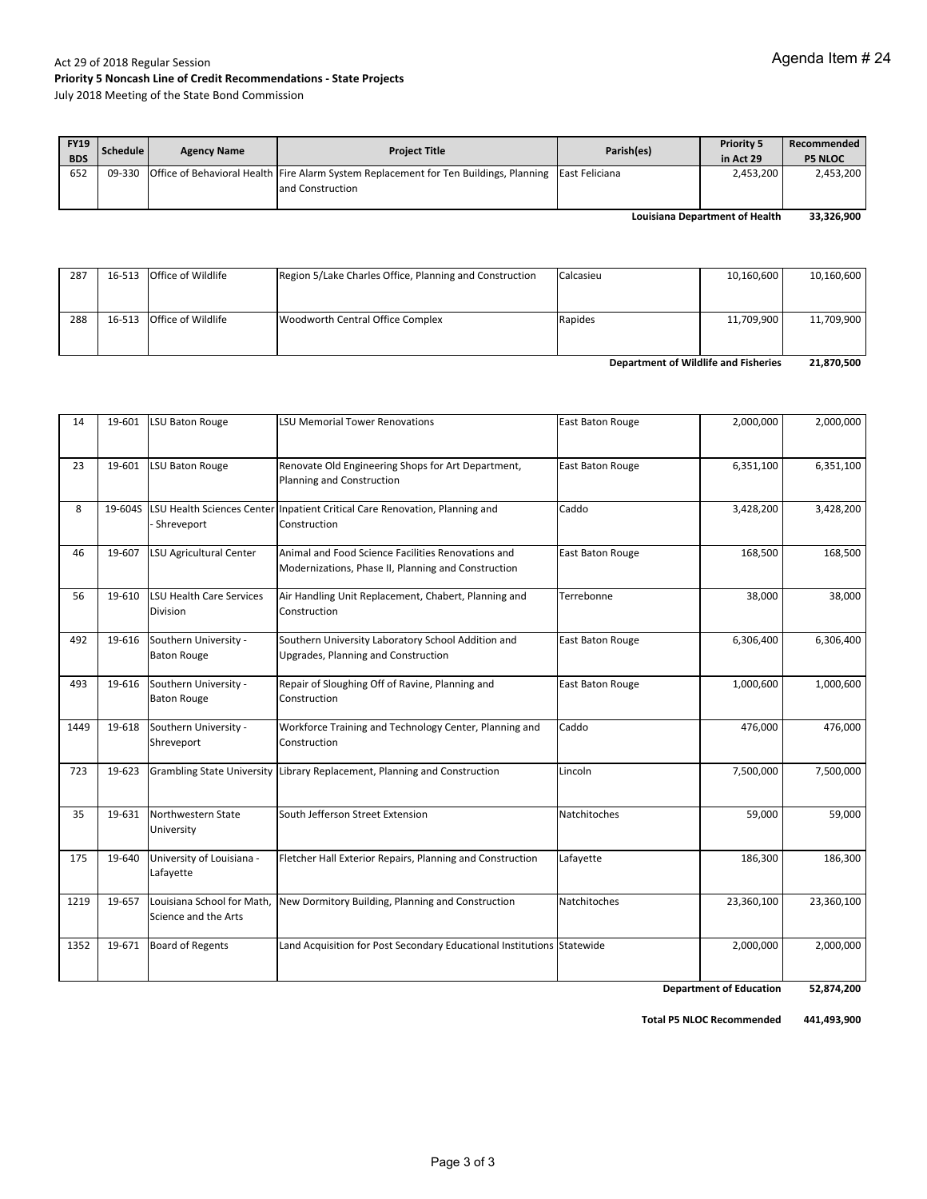Agenda Item # 24

Act 29 of 2018 Regular Session
**Priority 5 Noncash Line of Credit Recommendations - State Projects**
July 2018 Meeting of the State Bond Commission

| FY19 BDS | Schedule | Agency Name | Project Title | Parish(es) | Priority 5 in Act 29 | Recommended P5 NLOC |
|---|---|---|---|---|---|---|
| 652 | 09-330 | Office of Behavioral Health | Fire Alarm System Replacement for Ten Buildings, Planning and Construction | East Feliciana | 2,453,200 | 2,453,200 |
| | | | | **Louisiana Department of Health** | | **33,326,900** |
| 287 | 16-513 | Office of Wildlife | Region 5/Lake Charles Office, Planning and Construction | Calcasieu | 10,160,600 | 10,160,600 |
| 288 | 16-513 | Office of Wildlife | Woodworth Central Office Complex | Rapides | 11,709,900 | 11,709,900 |
| | | | | **Department of Wildlife and Fisheries** | | **21,870,500** |
| 14 | 19-601 | LSU Baton Rouge | LSU Memorial Tower Renovations | East Baton Rouge | 2,000,000 | 2,000,000 |
| 23 | 19-601 | LSU Baton Rouge | Renovate Old Engineering Shops for Art Department, Planning and Construction | East Baton Rouge | 6,351,100 | 6,351,100 |
| 8 | 19-604S | LSU Health Sciences Center - Shreveport | Inpatient Critical Care Renovation, Planning and Construction | Caddo | 3,428,200 | 3,428,200 |
| 46 | 19-607 | LSU Agricultural Center | Animal and Food Science Facilities Renovations and Modernizations, Phase II, Planning and Construction | East Baton Rouge | 168,500 | 168,500 |
| 56 | 19-610 | LSU Health Care Services Division | Air Handling Unit Replacement, Chabert, Planning and Construction | Terrebonne | 38,000 | 38,000 |
| 492 | 19-616 | Southern University - Baton Rouge | Southern University Laboratory School Addition and Upgrades, Planning and Construction | East Baton Rouge | 6,306,400 | 6,306,400 |
| 493 | 19-616 | Southern University - Baton Rouge | Repair of Sloughing Off of Ravine, Planning and Construction | East Baton Rouge | 1,000,600 | 1,000,600 |
| 1449 | 19-618 | Southern University - Shreveport | Workforce Training and Technology Center, Planning and Construction | Caddo | 476,000 | 476,000 |
| 723 | 19-623 | Grambling State University | Library Replacement, Planning and Construction | Lincoln | 7,500,000 | 7,500,000 |
| 35 | 19-631 | Northwestern State University | South Jefferson Street Extension | Natchitoches | 59,000 | 59,000 |
| 175 | 19-640 | University of Louisiana - Lafayette | Fletcher Hall Exterior Repairs, Planning and Construction | Lafayette | 186,300 | 186,300 |
| 1219 | 19-657 | Louisiana School for Math, Science and the Arts | New Dormitory Building, Planning and Construction | Natchitoches | 23,360,100 | 23,360,100 |
| 1352 | 19-671 | Board of Regents | Land Acquisition for Post Secondary Educational Institutions | Statewide | 2,000,000 | 2,000,000 |
| | | | | **Department of Education** | | **52,874,200** |
| | | | | **Total P5 NLOC Recommended** | | **441,493,900** |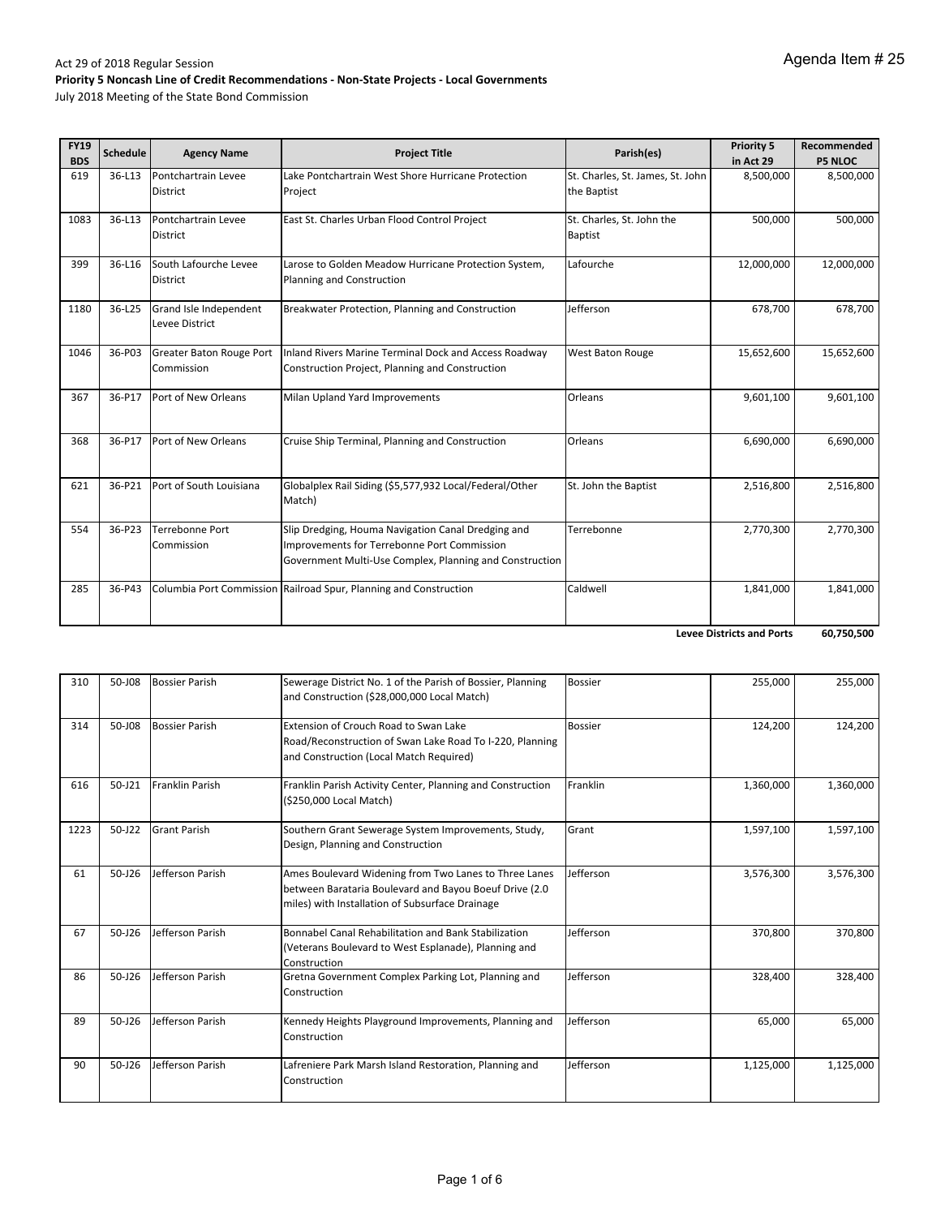Agenda Item # 25

Act 29 of 2018 Regular Session

**Priority 5 Noncash Line of Credit Recommendations - Non-State Projects - Local Governments**

July 2018 Meeting of the State Bond Commission

| FY19 BDS | Schedule | Agency Name | Project Title | Parish(es) | Priority 5 in Act 29 | Recommended P5 NLOC |
|---|---|---|---|---|---|---|
| 619 | 36-L13 | Pontchartrain Levee District | Lake Pontchartrain West Shore Hurricane Protection Project | St. Charles, St. James, St. John the Baptist | 8,500,000 | 8,500,000 |
| 1083 | 36-L13 | Pontchartrain Levee District | East St. Charles Urban Flood Control Project | St. Charles, St. John the Baptist | 500,000 | 500,000 |
| 399 | 36-L16 | South Lafourche Levee District | Larose to Golden Meadow Hurricane Protection System, Planning and Construction | Lafourche | 12,000,000 | 12,000,000 |
| 1180 | 36-L25 | Grand Isle Independent Levee District | Breakwater Protection, Planning and Construction | Jefferson | 678,700 | 678,700 |
| 1046 | 36-P03 | Greater Baton Rouge Port Commission | Inland Rivers Marine Terminal Dock and Access Roadway Construction Project, Planning and Construction | West Baton Rouge | 15,652,600 | 15,652,600 |
| 367 | 36-P17 | Port of New Orleans | Milan Upland Yard Improvements | Orleans | 9,601,100 | 9,601,100 |
| 368 | 36-P17 | Port of New Orleans | Cruise Ship Terminal, Planning and Construction | Orleans | 6,690,000 | 6,690,000 |
| 621 | 36-P21 | Port of South Louisiana | Globalplex Rail Siding ($5,577,932 Local/Federal/Other Match) | St. John the Baptist | 2,516,800 | 2,516,800 |
| 554 | 36-P23 | Terrebonne Port Commission | Slip Dredging, Houma Navigation Canal Dredging and Improvements for Terrebonne Port Commission Government Multi-Use Complex, Planning and Construction | Terrebonne | 2,770,300 | 2,770,300 |
| 285 | 36-P43 | Columbia Port Commission | Railroad Spur, Planning and Construction | Caldwell | 1,841,000 | 1,841,000 |
| | | | | | **Levee Districts and Ports** | **60,750,500** |

| FY19 BDS | Schedule | Agency Name | Project Title | Parish(es) | Priority 5 in Act 29 | Recommended P5 NLOC |
|---|---|---|---|---|---|---|
| 310 | 50-J08 | Bossier Parish | Sewerage District No. 1 of the Parish of Bossier, Planning and Construction ($28,000,000 Local Match) | Bossier | 255,000 | 255,000 |
| 314 | 50-J08 | Bossier Parish | Extension of Crouch Road to Swan Lake Road/Reconstruction of Swan Lake Road To I-220, Planning and Construction (Local Match Required) | Bossier | 124,200 | 124,200 |
| 616 | 50-J21 | Franklin Parish | Franklin Parish Activity Center, Planning and Construction ($250,000 Local Match) | Franklin | 1,360,000 | 1,360,000 |
| 1223 | 50-J22 | Grant Parish | Southern Grant Sewerage System Improvements, Study, Design, Planning and Construction | Grant | 1,597,100 | 1,597,100 |
| 61 | 50-J26 | Jefferson Parish | Ames Boulevard Widening from Two Lanes to Three Lanes between Barataria Boulevard and Bayou Boeuf Drive (2.0 miles) with Installation of Subsurface Drainage | Jefferson | 3,576,300 | 3,576,300 |
| 67 | 50-J26 | Jefferson Parish | Bonnabel Canal Rehabilitation and Bank Stabilization (Veterans Boulevard to West Esplanade), Planning and Construction | Jefferson | 370,800 | 370,800 |
| 86 | 50-J26 | Jefferson Parish | Gretna Government Complex Parking Lot, Planning and Construction | Jefferson | 328,400 | 328,400 |
| 89 | 50-J26 | Jefferson Parish | Kennedy Heights Playground Improvements, Planning and Construction | Jefferson | 65,000 | 65,000 |
| 90 | 50-J26 | Jefferson Parish | Lafreniere Park Marsh Island Restoration, Planning and Construction | Jefferson | 1,125,000 | 1,125,000 |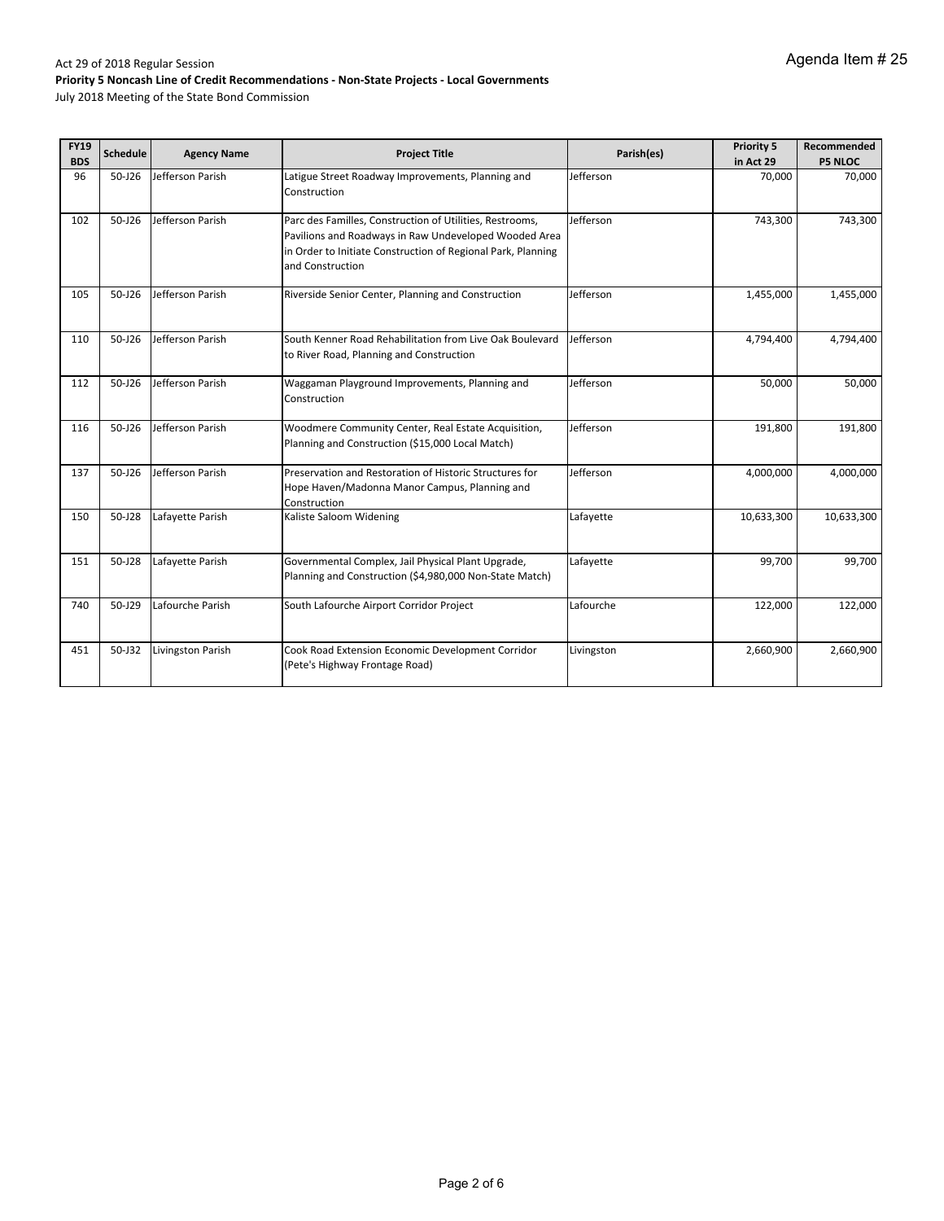Agenda Item # 25

Act 29 of 2018 Regular Session
**Priority 5 Noncash Line of Credit Recommendations - Non-State Projects - Local Governments**
July 2018 Meeting of the State Bond Commission

| FY19 BDS | Schedule | Agency Name | Project Title | Parish(es) | Priority 5 in Act 29 | Recommended P5 NLOC |
|---|---|---|---|---|---|---|
| 96 | 50-J26 | Jefferson Parish | Latigue Street Roadway Improvements, Planning and Construction | Jefferson | 70,000 | 70,000 |
| 102 | 50-J26 | Jefferson Parish | Parc des Familles, Construction of Utilities, Restrooms, Pavilions and Roadways in Raw Undeveloped Wooded Area in Order to Initiate Construction of Regional Park, Planning and Construction | Jefferson | 743,300 | 743,300 |
| 105 | 50-J26 | Jefferson Parish | Riverside Senior Center, Planning and Construction | Jefferson | 1,455,000 | 1,455,000 |
| 110 | 50-J26 | Jefferson Parish | South Kenner Road Rehabilitation from Live Oak Boulevard to River Road, Planning and Construction | Jefferson | 4,794,400 | 4,794,400 |
| 112 | 50-J26 | Jefferson Parish | Waggaman Playground Improvements, Planning and Construction | Jefferson | 50,000 | 50,000 |
| 116 | 50-J26 | Jefferson Parish | Woodmere Community Center, Real Estate Acquisition, Planning and Construction ($15,000 Local Match) | Jefferson | 191,800 | 191,800 |
| 137 | 50-J26 | Jefferson Parish | Preservation and Restoration of Historic Structures for Hope Haven/Madonna Manor Campus, Planning and Construction | Jefferson | 4,000,000 | 4,000,000 |
| 150 | 50-J28 | Lafayette Parish | Kaliste Saloom Widening | Lafayette | 10,633,300 | 10,633,300 |
| 151 | 50-J28 | Lafayette Parish | Governmental Complex, Jail Physical Plant Upgrade, Planning and Construction ($4,980,000 Non-State Match) | Lafayette | 99,700 | 99,700 |
| 740 | 50-J29 | Lafourche Parish | South Lafourche Airport Corridor Project | Lafourche | 122,000 | 122,000 |
| 451 | 50-J32 | Livingston Parish | Cook Road Extension Economic Development Corridor (Pete's Highway Frontage Road) | Livingston | 2,660,900 | 2,660,900 |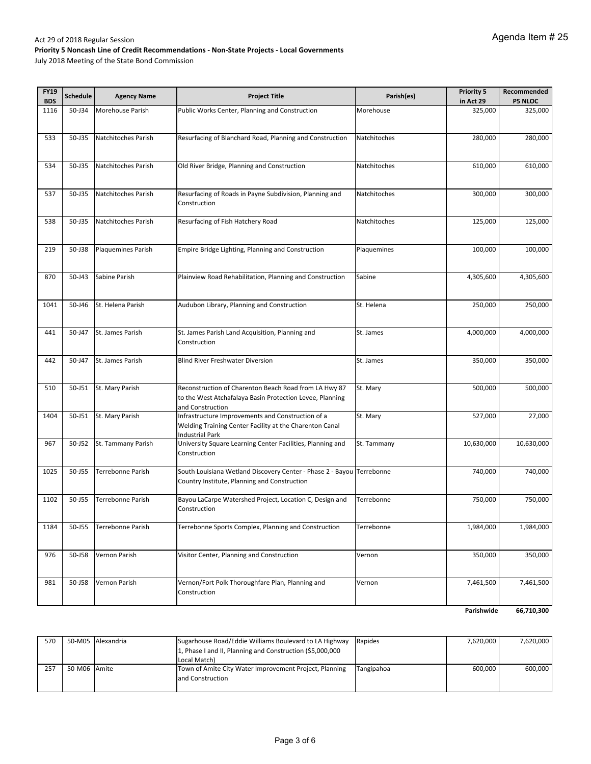Act 29 of 2018 Regular Session

**Priority 5 Noncash Line of Credit Recommendations - Non-State Projects - Local Governments**

July 2018 Meeting of the State Bond Commission

Agenda Item # 25

| FY19 BDS | Schedule | Agency Name | Project Title | Parish(es) | Priority 5 in Act 29 | Recommended P5 NLOC |
|---|---|---|---|---|---|---|
| 1116 | 50-J34 | Morehouse Parish | Public Works Center, Planning and Construction | Morehouse | 325,000 | 325,000 |
| 533 | 50-J35 | Natchitoches Parish | Resurfacing of Blanchard Road, Planning and Construction | Natchitoches | 280,000 | 280,000 |
| 534 | 50-J35 | Natchitoches Parish | Old River Bridge, Planning and Construction | Natchitoches | 610,000 | 610,000 |
| 537 | 50-J35 | Natchitoches Parish | Resurfacing of Roads in Payne Subdivision, Planning and Construction | Natchitoches | 300,000 | 300,000 |
| 538 | 50-J35 | Natchitoches Parish | Resurfacing of Fish Hatchery Road | Natchitoches | 125,000 | 125,000 |
| 219 | 50-J38 | Plaquemines Parish | Empire Bridge Lighting, Planning and Construction | Plaquemines | 100,000 | 100,000 |
| 870 | 50-J43 | Sabine Parish | Plainview Road Rehabilitation, Planning and Construction | Sabine | 4,305,600 | 4,305,600 |
| 1041 | 50-J46 | St. Helena Parish | Audubon Library, Planning and Construction | St. Helena | 250,000 | 250,000 |
| 441 | 50-J47 | St. James Parish | St. James Parish Land Acquisition, Planning and Construction | St. James | 4,000,000 | 4,000,000 |
| 442 | 50-J47 | St. James Parish | Blind River Freshwater Diversion | St. James | 350,000 | 350,000 |
| 510 | 50-J51 | St. Mary Parish | Reconstruction of Charenton Beach Road from LA Hwy 87 to the West Atchafalaya Basin Protection Levee, Planning and Construction | St. Mary | 500,000 | 500,000 |
| 1404 | 50-J51 | St. Mary Parish | Infrastructure Improvements and Construction of a Welding Training Center Facility at the Charenton Canal Industrial Park | St. Mary | 527,000 | 27,000 |
| 967 | 50-J52 | St. Tammany Parish | University Square Learning Center Facilities, Planning and Construction | St. Tammany | 10,630,000 | 10,630,000 |
| 1025 | 50-J55 | Terrebonne Parish | South Louisiana Wetland Discovery Center - Phase 2 - Bayou Country Institute, Planning and Construction | Terrebonne | 740,000 | 740,000 |
| 1102 | 50-J55 | Terrebonne Parish | Bayou LaCarpe Watershed Project, Location C, Design and Construction | Terrebonne | 750,000 | 750,000 |
| 1184 | 50-J55 | Terrebonne Parish | Terrebonne Sports Complex, Planning and Construction | Terrebonne | 1,984,000 | 1,984,000 |
| 976 | 50-J58 | Vernon Parish | Visitor Center, Planning and Construction | Vernon | 350,000 | 350,000 |
| 981 | 50-J58 | Vernon Parish | Vernon/Fort Polk Thoroughfare Plan, Planning and Construction | Vernon | 7,461,500 | 7,461,500 |
| | | | | | **Parishwide** | **66,710,300** |

| FY19 BDS | Schedule | Agency Name | Project Title | Parish(es) | Priority 5 in Act 29 | Recommended P5 NLOC |
|---|---|---|---|---|---|---|
| 570 | 50-M05 | Alexandria | Sugarhouse Road/Eddie Williams Boulevard to LA Highway 1, Phase I and II, Planning and Construction ($5,000,000 Local Match) | Rapides | 7,620,000 | 7,620,000 |
| 257 | 50-M06 | Amite | Town of Amite City Water Improvement Project, Planning and Construction | Tangipahoa | 600,000 | 600,000 |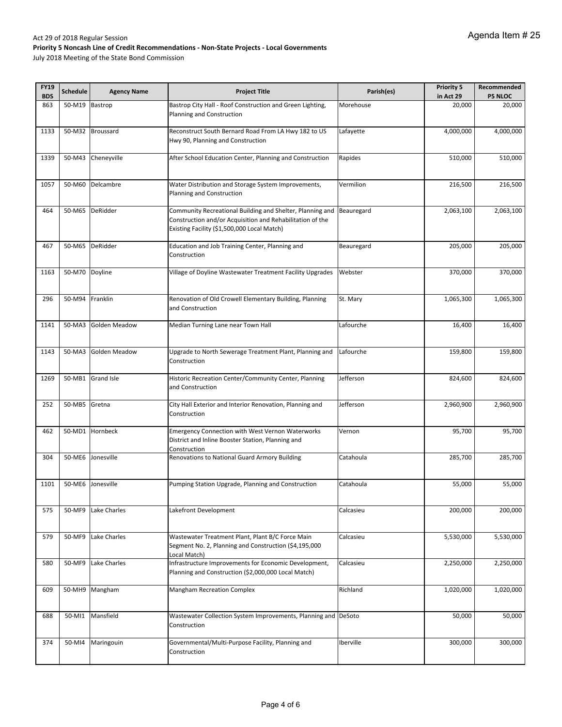Act 29 of 2018 Regular Session

**Priority 5 Noncash Line of Credit Recommendations - Non-State Projects - Local Governments**

July 2018 Meeting of the State Bond Commission

Agenda Item # 25

| FY19 BDS | Schedule | Agency Name | Project Title | Parish(es) | Priority 5 in Act 29 | Recommended P5 NLOC |
|---|---|---|---|---|---|---|
| 863 | 50-M19 | Bastrop | Bastrop City Hall - Roof Construction and Green Lighting, Planning and Construction | Morehouse | 20,000 | 20,000 |
| 1133 | 50-M32 | Broussard | Reconstruct South Bernard Road From LA Hwy 182 to US Hwy 90, Planning and Construction | Lafayette | 4,000,000 | 4,000,000 |
| 1339 | 50-M43 | Cheneyville | After School Education Center, Planning and Construction | Rapides | 510,000 | 510,000 |
| 1057 | 50-M60 | Delcambre | Water Distribution and Storage System Improvements, Planning and Construction | Vermilion | 216,500 | 216,500 |
| 464 | 50-M65 | DeRidder | Community Recreational Building and Shelter, Planning and Construction and/or Acquisition and Rehabilitation of the Existing Facility ($1,500,000 Local Match) | Beauregard | 2,063,100 | 2,063,100 |
| 467 | 50-M65 | DeRidder | Education and Job Training Center, Planning and Construction | Beauregard | 205,000 | 205,000 |
| 1163 | 50-M70 | Doyline | Village of Doyline Wastewater Treatment Facility Upgrades | Webster | 370,000 | 370,000 |
| 296 | 50-M94 | Franklin | Renovation of Old Crowell Elementary Building, Planning and Construction | St. Mary | 1,065,300 | 1,065,300 |
| 1141 | 50-MA3 | Golden Meadow | Median Turning Lane near Town Hall | Lafourche | 16,400 | 16,400 |
| 1143 | 50-MA3 | Golden Meadow | Upgrade to North Sewerage Treatment Plant, Planning and Construction | Lafourche | 159,800 | 159,800 |
| 1269 | 50-MB1 | Grand Isle | Historic Recreation Center/Community Center, Planning and Construction | Jefferson | 824,600 | 824,600 |
| 252 | 50-MB5 | Gretna | City Hall Exterior and Interior Renovation, Planning and Construction | Jefferson | 2,960,900 | 2,960,900 |
| 462 | 50-MD1 | Hornbeck | Emergency Connection with West Vernon Waterworks District and Inline Booster Station, Planning and Construction | Vernon | 95,700 | 95,700 |
| 304 | 50-ME6 | Jonesville | Renovations to National Guard Armory Building | Catahoula | 285,700 | 285,700 |
| 1101 | 50-ME6 | Jonesville | Pumping Station Upgrade, Planning and Construction | Catahoula | 55,000 | 55,000 |
| 575 | 50-MF9 | Lake Charles | Lakefront Development | Calcasieu | 200,000 | 200,000 |
| 579 | 50-MF9 | Lake Charles | Wastewater Treatment Plant, Plant B/C Force Main Segment No. 2, Planning and Construction ($4,195,000 Local Match) | Calcasieu | 5,530,000 | 5,530,000 |
| 580 | 50-MF9 | Lake Charles | Infrastructure Improvements for Economic Development, Planning and Construction ($2,000,000 Local Match) | Calcasieu | 2,250,000 | 2,250,000 |
| 609 | 50-MH9 | Mangham | Mangham Recreation Complex | Richland | 1,020,000 | 1,020,000 |
| 688 | 50-MI1 | Mansfield | Wastewater Collection System Improvements, Planning and Construction | DeSoto | 50,000 | 50,000 |
| 374 | 50-MI4 | Maringouin | Governmental/Multi-Purpose Facility, Planning and Construction | Iberville | 300,000 | 300,000 |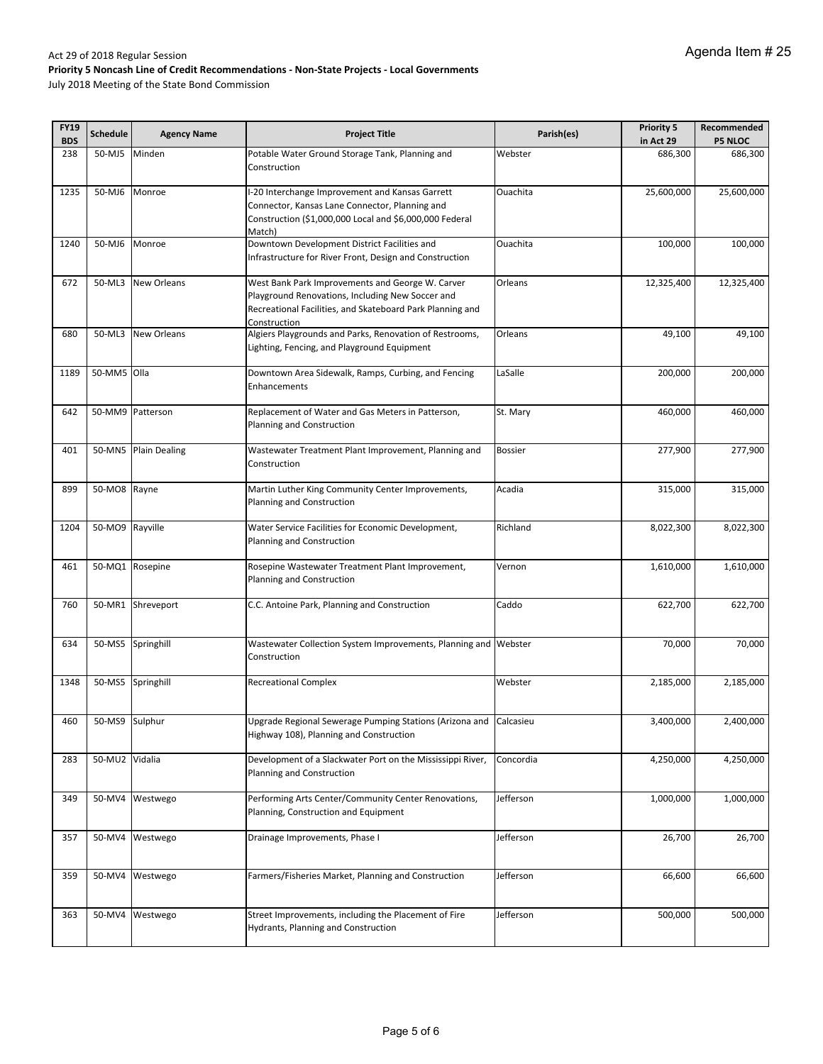Act 29 of 2018 Regular Session

**Priority 5 Noncash Line of Credit Recommendations - Non-State Projects - Local Governments**

July 2018 Meeting of the State Bond Commission

| FY19 BDS | Schedule | Agency Name | Project Title | Parish(es) | Priority 5 in Act 29 | Recommended P5 NLOC |
|---|---|---|---|---|---|---|
| 238 | 50-MJ5 | Minden | Potable Water Ground Storage Tank, Planning and Construction | Webster | 686,300 | 686,300 |
| 1235 | 50-MJ6 | Monroe | I-20 Interchange Improvement and Kansas Garrett Connector, Kansas Lane Connector, Planning and Construction ($1,000,000 Local and $6,000,000 Federal Match) | Ouachita | 25,600,000 | 25,600,000 |
| 1240 | 50-MJ6 | Monroe | Downtown Development District Facilities and Infrastructure for River Front, Design and Construction | Ouachita | 100,000 | 100,000 |
| 672 | 50-ML3 | New Orleans | West Bank Park Improvements and George W. Carver Playground Renovations, Including New Soccer and Recreational Facilities, and Skateboard Park Planning and Construction | Orleans | 12,325,400 | 12,325,400 |
| 680 | 50-ML3 | New Orleans | Algiers Playgrounds and Parks, Renovation of Restrooms, Lighting, Fencing, and Playground Equipment | Orleans | 49,100 | 49,100 |
| 1189 | 50-MM5 | Olla | Downtown Area Sidewalk, Ramps, Curbing, and Fencing Enhancements | LaSalle | 200,000 | 200,000 |
| 642 | 50-MM9 | Patterson | Replacement of Water and Gas Meters in Patterson, Planning and Construction | St. Mary | 460,000 | 460,000 |
| 401 | 50-MN5 | Plain Dealing | Wastewater Treatment Plant Improvement, Planning and Construction | Bossier | 277,900 | 277,900 |
| 899 | 50-MO8 | Rayne | Martin Luther King Community Center Improvements, Planning and Construction | Acadia | 315,000 | 315,000 |
| 1204 | 50-MO9 | Rayville | Water Service Facilities for Economic Development, Planning and Construction | Richland | 8,022,300 | 8,022,300 |
| 461 | 50-MQ1 | Rosepine | Rosepine Wastewater Treatment Plant Improvement, Planning and Construction | Vernon | 1,610,000 | 1,610,000 |
| 760 | 50-MR1 | Shreveport | C.C. Antoine Park, Planning and Construction | Caddo | 622,700 | 622,700 |
| 634 | 50-MS5 | Springhill | Wastewater Collection System Improvements, Planning and Construction | Webster | 70,000 | 70,000 |
| 1348 | 50-MS5 | Springhill | Recreational Complex | Webster | 2,185,000 | 2,185,000 |
| 460 | 50-MS9 | Sulphur | Upgrade Regional Sewerage Pumping Stations (Arizona and Highway 108), Planning and Construction | Calcasieu | 3,400,000 | 2,400,000 |
| 283 | 50-MU2 | Vidalia | Development of a Slackwater Port on the Mississippi River, Planning and Construction | Concordia | 4,250,000 | 4,250,000 |
| 349 | 50-MV4 | Westwego | Performing Arts Center/Community Center Renovations, Planning, Construction and Equipment | Jefferson | 1,000,000 | 1,000,000 |
| 357 | 50-MV4 | Westwego | Drainage Improvements, Phase I | Jefferson | 26,700 | 26,700 |
| 359 | 50-MV4 | Westwego | Farmers/Fisheries Market, Planning and Construction | Jefferson | 66,600 | 66,600 |
| 363 | 50-MV4 | Westwego | Street Improvements, including the Placement of Fire Hydrants, Planning and Construction | Jefferson | 500,000 | 500,000 |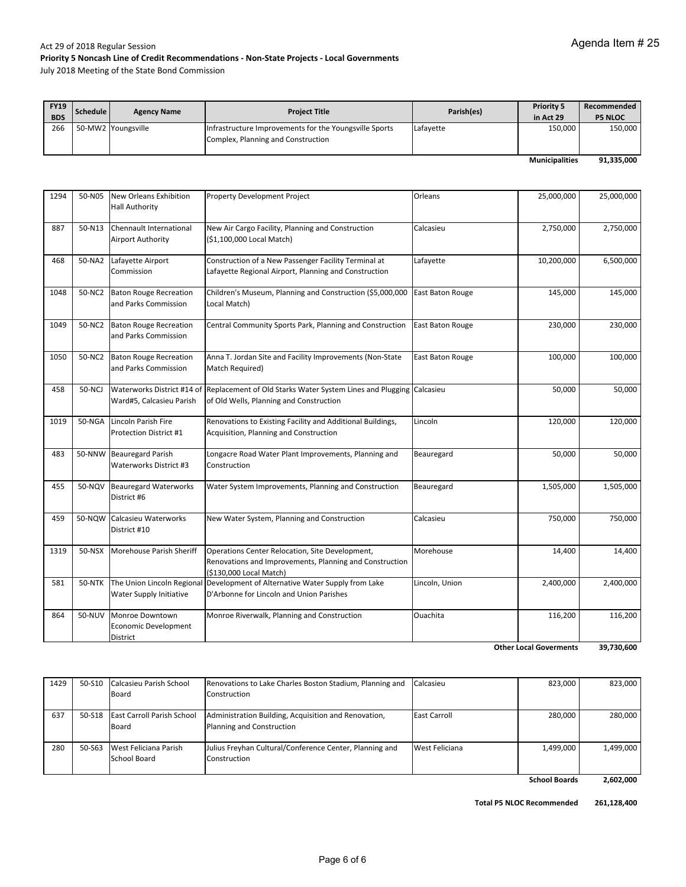Act 29 of 2018 Regular Session

**Priority 5 Noncash Line of Credit Recommendations - Non-State Projects - Local Governments**

July 2018 Meeting of the State Bond Commission

Agenda Item # 25

| FY19 BDS | Schedule | Agency Name | Project Title | Parish(es) | Priority 5 in Act 29 | Recommended P5 NLOC |
|---|---|---|---|---|---|---|
| 266 | 50-MW2 | Youngsville | Infrastructure Improvements for the Youngsville Sports Complex, Planning and Construction | Lafayette | 150,000 | 150,000 |
| | | | | | **Municipalities** | **91,335,000** |
| 1294 | 50-N05 | New Orleans Exhibition Hall Authority | Property Development Project | Orleans | 25,000,000 | 25,000,000 |
| 887 | 50-N13 | Chennault International Airport Authority | New Air Cargo Facility, Planning and Construction ($1,100,000 Local Match) | Calcasieu | 2,750,000 | 2,750,000 |
| 468 | 50-NA2 | Lafayette Airport Commission | Construction of a New Passenger Facility Terminal at Lafayette Regional Airport, Planning and Construction | Lafayette | 10,200,000 | 6,500,000 |
| 1048 | 50-NC2 | Baton Rouge Recreation and Parks Commission | Children's Museum, Planning and Construction ($5,000,000 Local Match) | East Baton Rouge | 145,000 | 145,000 |
| 1049 | 50-NC2 | Baton Rouge Recreation and Parks Commission | Central Community Sports Park, Planning and Construction | East Baton Rouge | 230,000 | 230,000 |
| 1050 | 50-NC2 | Baton Rouge Recreation and Parks Commission | Anna T. Jordan Site and Facility Improvements (Non-State Match Required) | East Baton Rouge | 100,000 | 100,000 |
| 458 | 50-NCJ | Waterworks District #14 of Ward#5, Calcasieu Parish | Replacement of Old Starks Water System Lines and Plugging of Old Wells, Planning and Construction | Calcasieu | 50,000 | 50,000 |
| 1019 | 50-NGA | Lincoln Parish Fire Protection District #1 | Renovations to Existing Facility and Additional Buildings, Acquisition, Planning and Construction | Lincoln | 120,000 | 120,000 |
| 483 | 50-NNW | Beauregard Parish Waterworks District #3 | Longacre Road Water Plant Improvements, Planning and Construction | Beauregard | 50,000 | 50,000 |
| 455 | 50-NQV | Beauregard Waterworks District #6 | Water System Improvements, Planning and Construction | Beauregard | 1,505,000 | 1,505,000 |
| 459 | 50-NQW | Calcasieu Waterworks District #10 | New Water System, Planning and Construction | Calcasieu | 750,000 | 750,000 |
| 1319 | 50-NSX | Morehouse Parish Sheriff | Operations Center Relocation, Site Development, Renovations and Improvements, Planning and Construction ($130,000 Local Match) | Morehouse | 14,400 | 14,400 |
| 581 | 50-NTK | The Union Lincoln Regional Water Supply Initiative | Development of Alternative Water Supply from Lake D'Arbonne for Lincoln and Union Parishes | Lincoln, Union | 2,400,000 | 2,400,000 |
| 864 | 50-NUV | Monroe Downtown Economic Development District | Monroe Riverwalk, Planning and Construction | Ouachita | 116,200 | 116,200 |
| | | | | | **Other Local Goverments** | **39,730,600** |
| 1429 | 50-S10 | Calcasieu Parish School Board | Renovations to Lake Charles Boston Stadium, Planning and Construction | Calcasieu | 823,000 | 823,000 |
| 637 | 50-S18 | East Carroll Parish School Board | Administration Building, Acquisition and Renovation, Planning and Construction | East Carroll | 280,000 | 280,000 |
| 280 | 50-S63 | West Feliciana Parish School Board | Julius Freyhan Cultural/Conference Center, Planning and Construction | West Feliciana | 1,499,000 | 1,499,000 |
| | | | | | **School Boards** | **2,602,000** |
| | | | | | **Total P5 NLOC Recommended** | **261,128,400** |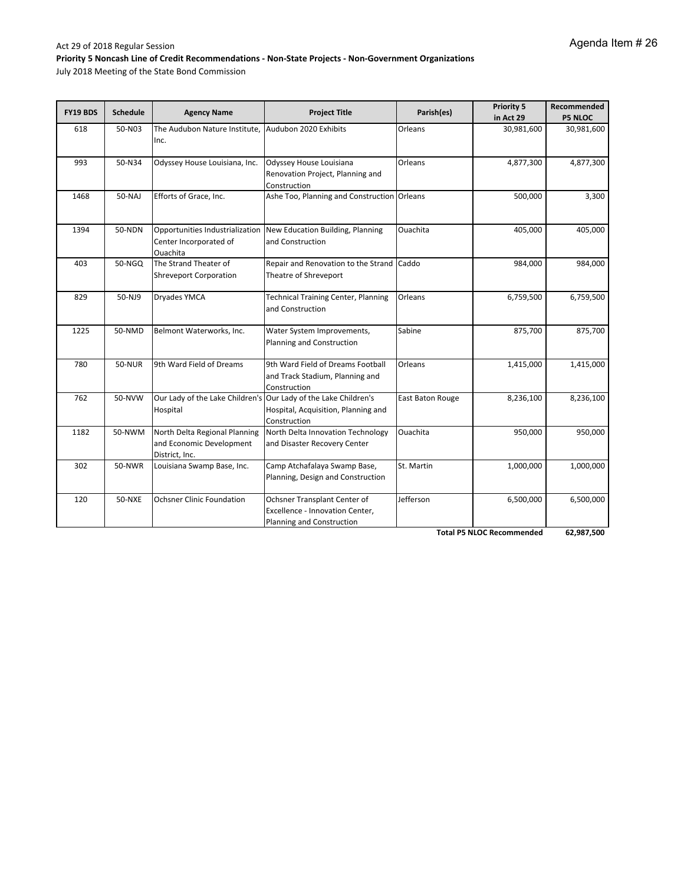Agenda Item # 26

Act 29 of 2018 Regular Session

**Priority 5 Noncash Line of Credit Recommendations - Non-State Projects - Non-Government Organizations**

July 2018 Meeting of the State Bond Commission

| FY19 BDS | Schedule | Agency Name | Project Title | Parish(es) | Priority 5 in Act 29 | Recommended P5 NLOC |
|---|---|---|---|---|---|---|
| 618 | 50-N03 | The Audubon Nature Institute, Inc. | Audubon 2020 Exhibits | Orleans | 30,981,600 | 30,981,600 |
| 993 | 50-N34 | Odyssey House Louisiana, Inc. | Odyssey House Louisiana Renovation Project, Planning and Construction | Orleans | 4,877,300 | 4,877,300 |
| 1468 | 50-NAJ | Efforts of Grace, Inc. | Ashe Too, Planning and Construction | Orleans | 500,000 | 3,300 |
| 1394 | 50-NDN | Opportunities Industrialization Center Incorporated of Ouachita | New Education Building, Planning and Construction | Ouachita | 405,000 | 405,000 |
| 403 | 50-NGQ | The Strand Theater of Shreveport Corporation | Repair and Renovation to the Strand Theatre of Shreveport | Caddo | 984,000 | 984,000 |
| 829 | 50-NJ9 | Dryades YMCA | Technical Training Center, Planning and Construction | Orleans | 6,759,500 | 6,759,500 |
| 1225 | 50-NMD | Belmont Waterworks, Inc. | Water System Improvements, Planning and Construction | Sabine | 875,700 | 875,700 |
| 780 | 50-NUR | 9th Ward Field of Dreams | 9th Ward Field of Dreams Football and Track Stadium, Planning and Construction | Orleans | 1,415,000 | 1,415,000 |
| 762 | 50-NVW | Our Lady of the Lake Children's Hospital | Our Lady of the Lake Children's Hospital, Acquisition, Planning and Construction | East Baton Rouge | 8,236,100 | 8,236,100 |
| 1182 | 50-NWM | North Delta Regional Planning and Economic Development District, Inc. | North Delta Innovation Technology and Disaster Recovery Center | Ouachita | 950,000 | 950,000 |
| 302 | 50-NWR | Louisiana Swamp Base, Inc. | Camp Atchafalaya Swamp Base, Planning, Design and Construction | St. Martin | 1,000,000 | 1,000,000 |
| 120 | 50-NXE | Ochsner Clinic Foundation | Ochsner Transplant Center of Excellence - Innovation Center, Planning and Construction | Jefferson | 6,500,000 | 6,500,000 |
| | | | | | **Total P5 NLOC Recommended** | **62,987,500** |